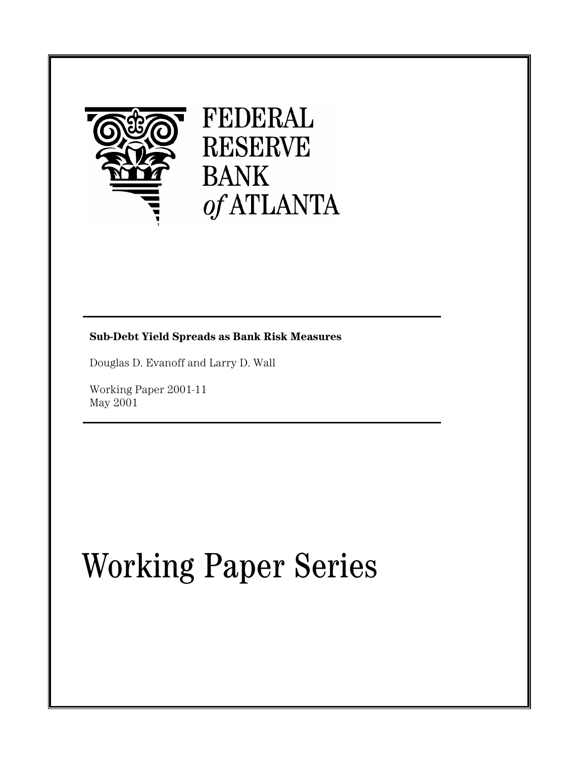FEDERAL
RESERVE
BANK
*of* ATLANTA

**Sub-Debt Yield Spreads as Bank Risk Measures**

Douglas D. Evanoff and Larry D. Wall

Working Paper 2001-11
May 2001

# Working Paper Series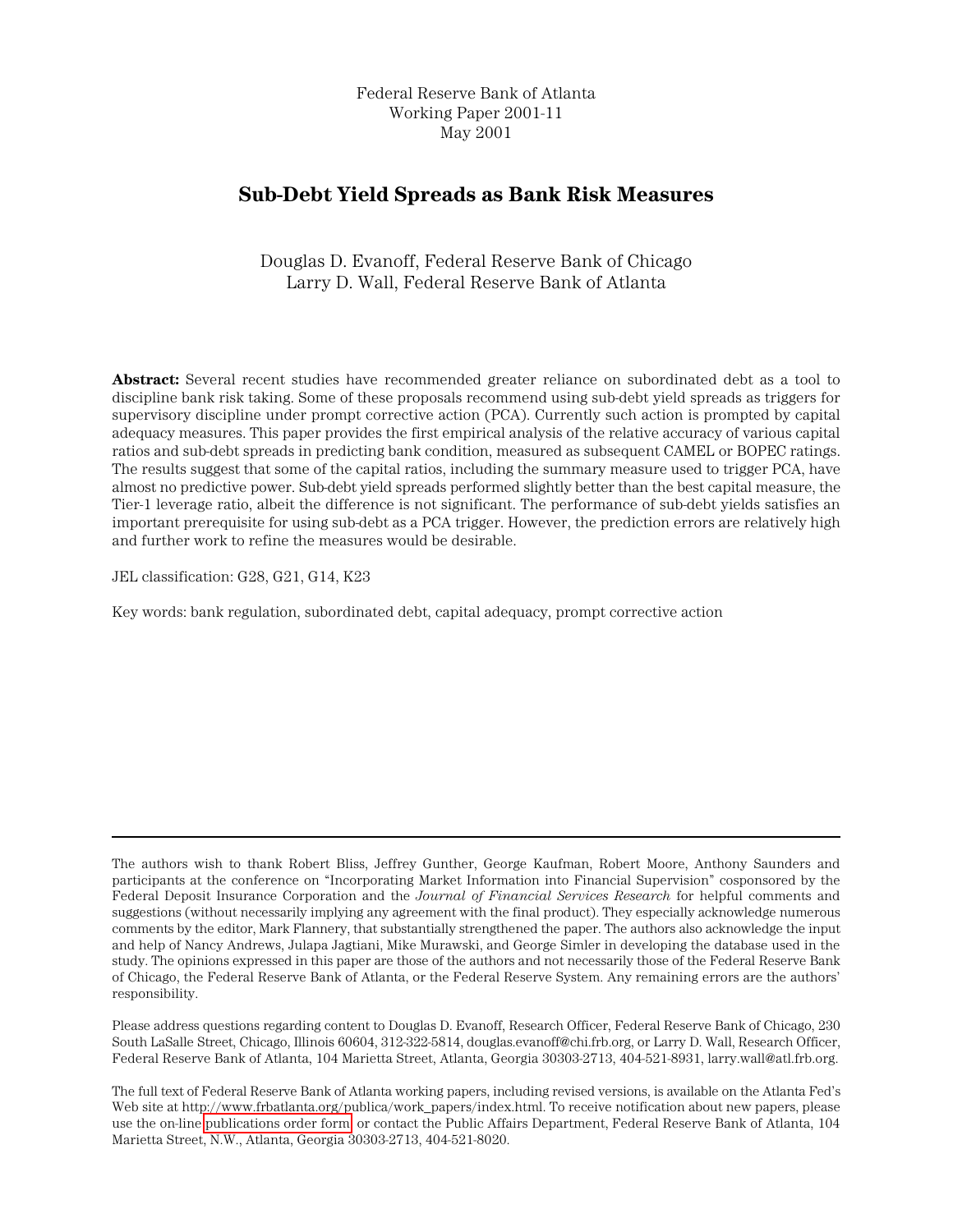Federal Reserve Bank of Atlanta
Working Paper 2001-11
May 2001

# Sub-Debt Yield Spreads as Bank Risk Measures

Douglas D. Evanoff, Federal Reserve Bank of Chicago
Larry D. Wall, Federal Reserve Bank of Atlanta

**Abstract:** Several recent studies have recommended greater reliance on subordinated debt as a tool to discipline bank risk taking. Some of these proposals recommend using sub-debt yield spreads as triggers for supervisory discipline under prompt corrective action (PCA). Currently such action is prompted by capital adequacy measures. This paper provides the first empirical analysis of the relative accuracy of various capital ratios and sub-debt spreads in predicting bank condition, measured as subsequent CAMEL or BOPEC ratings. The results suggest that some of the capital ratios, including the summary measure used to trigger PCA, have almost no predictive power. Sub-debt yield spreads performed slightly better than the best capital measure, the Tier-1 leverage ratio, albeit the difference is not significant. The performance of sub-debt yields satisfies an important prerequisite for using sub-debt as a PCA trigger. However, the prediction errors are relatively high and further work to refine the measures would be desirable.

JEL classification: G28, G21, G14, K23

Key words: bank regulation, subordinated debt, capital adequacy, prompt corrective action

---

The authors wish to thank Robert Bliss, Jeffrey Gunther, George Kaufman, Robert Moore, Anthony Saunders and participants at the conference on "Incorporating Market Information into Financial Supervision" cosponsored by the Federal Deposit Insurance Corporation and the *Journal of Financial Services Research* for helpful comments and suggestions (without necessarily implying any agreement with the final product). They especially acknowledge numerous comments by the editor, Mark Flannery, that substantially strengthened the paper. The authors also acknowledge the input and help of Nancy Andrews, Julapa Jagtiani, Mike Murawski, and George Simler in developing the database used in the study. The opinions expressed in this paper are those of the authors and not necessarily those of the Federal Reserve Bank of Chicago, the Federal Reserve Bank of Atlanta, or the Federal Reserve System. Any remaining errors are the authors' responsibility.

Please address questions regarding content to Douglas D. Evanoff, Research Officer, Federal Reserve Bank of Chicago, 230 South LaSalle Street, Chicago, Illinois 60604, 312-322-5814, douglas.evanoff@chi.frb.org, or Larry D. Wall, Research Officer, Federal Reserve Bank of Atlanta, 104 Marietta Street, Atlanta, Georgia 30303-2713, 404-521-8931, larry.wall@atl.frb.org.

The full text of Federal Reserve Bank of Atlanta working papers, including revised versions, is available on the Atlanta Fed's Web site at http://www.frbatlanta.org/publica/work_papers/index.html. To receive notification about new papers, please use the on-line publications order form, or contact the Public Affairs Department, Federal Reserve Bank of Atlanta, 104 Marietta Street, N.W., Atlanta, Georgia 30303-2713, 404-521-8020.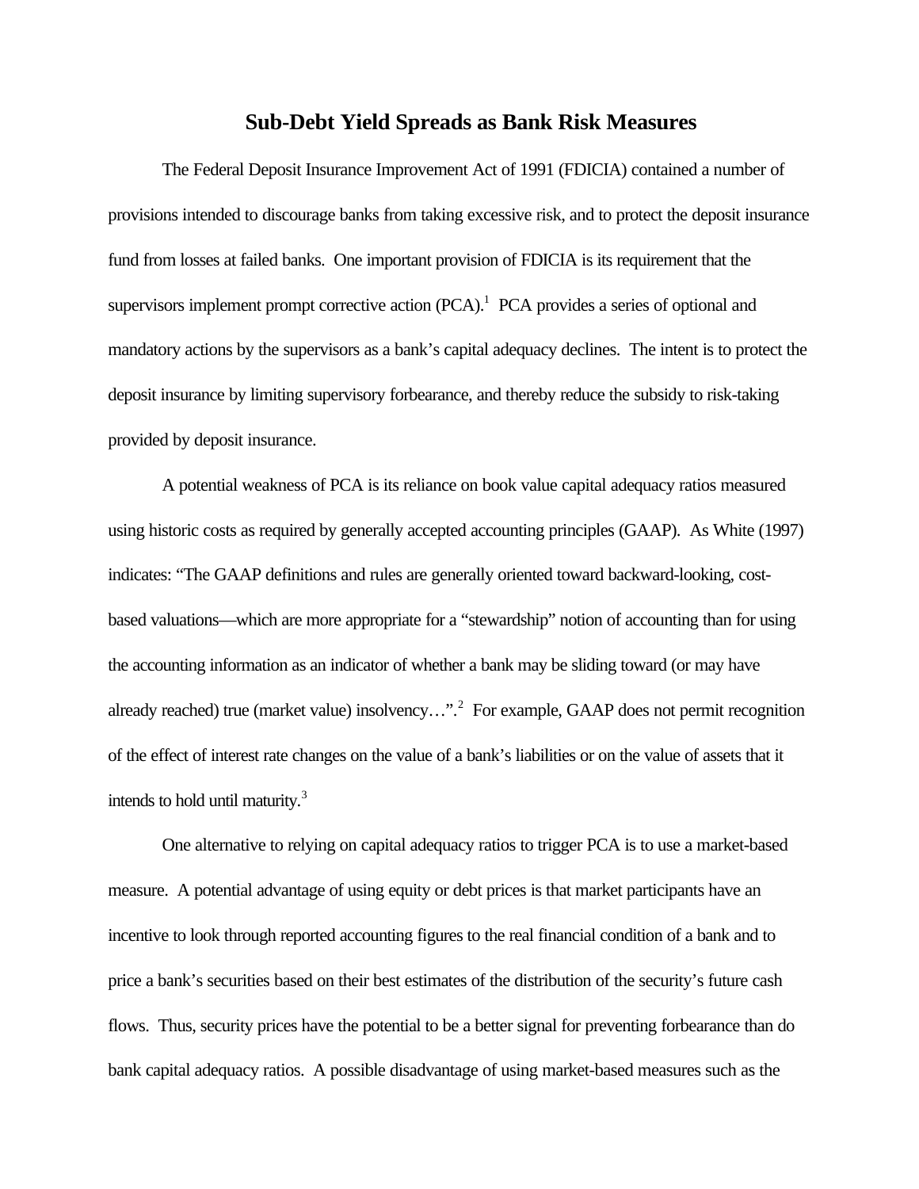# Sub-Debt Yield Spreads as Bank Risk Measures

The Federal Deposit Insurance Improvement Act of 1991 (FDICIA) contained a number of provisions intended to discourage banks from taking excessive risk, and to protect the deposit insurance fund from losses at failed banks. One important provision of FDICIA is its requirement that the supervisors implement prompt corrective action (PCA).[1] PCA provides a series of optional and mandatory actions by the supervisors as a bank's capital adequacy declines. The intent is to protect the deposit insurance by limiting supervisory forbearance, and thereby reduce the subsidy to risk-taking provided by deposit insurance.

A potential weakness of PCA is its reliance on book value capital adequacy ratios measured using historic costs as required by generally accepted accounting principles (GAAP). As White (1997) indicates: "The GAAP definitions and rules are generally oriented toward backward-looking, cost-based valuations—which are more appropriate for a "stewardship" notion of accounting than for using the accounting information as an indicator of whether a bank may be sliding toward (or may have already reached) true (market value) insolvency…".[2] For example, GAAP does not permit recognition of the effect of interest rate changes on the value of a bank's liabilities or on the value of assets that it intends to hold until maturity.[3]

One alternative to relying on capital adequacy ratios to trigger PCA is to use a market-based measure. A potential advantage of using equity or debt prices is that market participants have an incentive to look through reported accounting figures to the real financial condition of a bank and to price a bank's securities based on their best estimates of the distribution of the security's future cash flows. Thus, security prices have the potential to be a better signal for preventing forbearance than do bank capital adequacy ratios. A possible disadvantage of using market-based measures such as the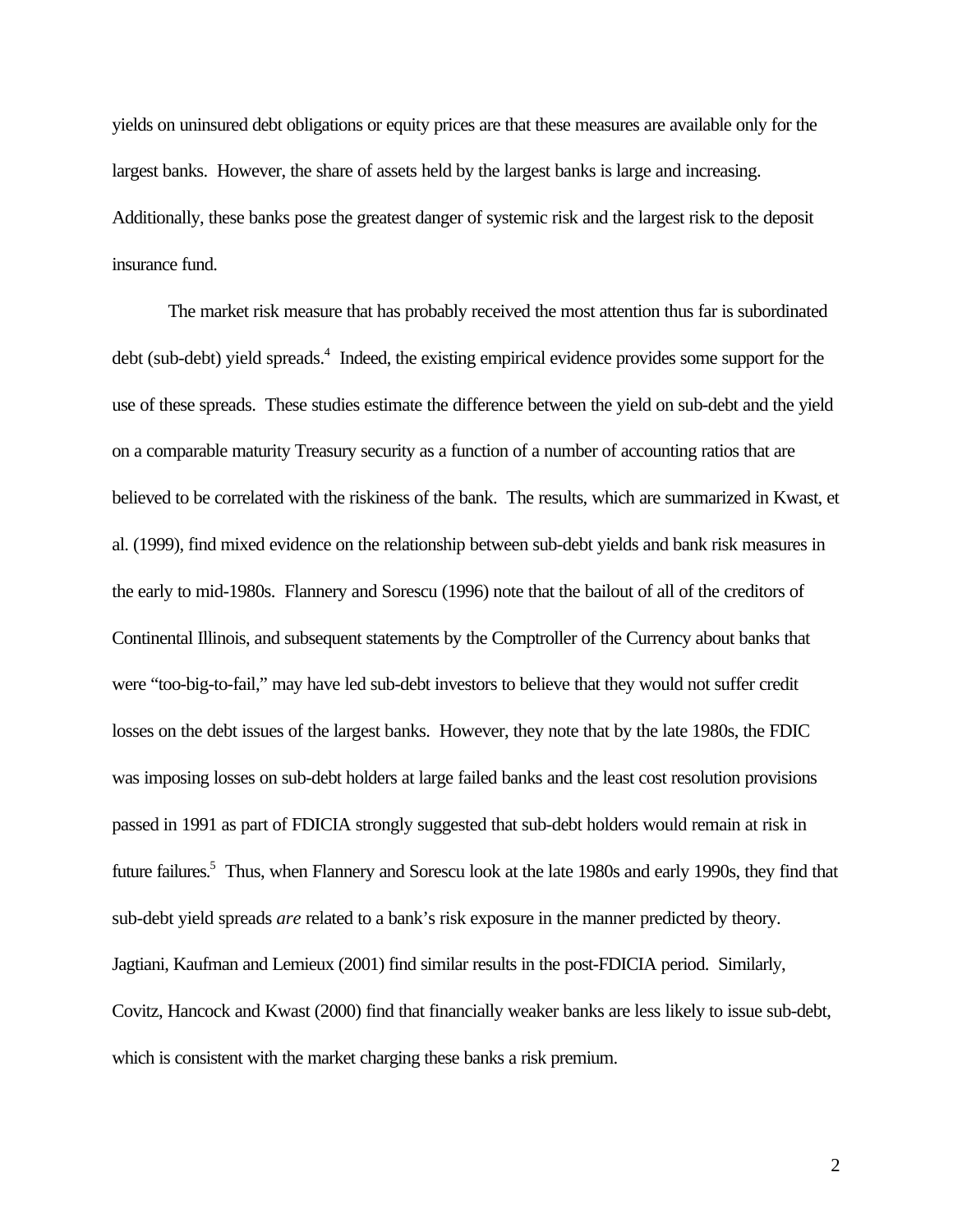yields on uninsured debt obligations or equity prices are that these measures are available only for the largest banks. However, the share of assets held by the largest banks is large and increasing. Additionally, these banks pose the greatest danger of systemic risk and the largest risk to the deposit insurance fund.

The market risk measure that has probably received the most attention thus far is subordinated debt (sub-debt) yield spreads.[4] Indeed, the existing empirical evidence provides some support for the use of these spreads. These studies estimate the difference between the yield on sub-debt and the yield on a comparable maturity Treasury security as a function of a number of accounting ratios that are believed to be correlated with the riskiness of the bank. The results, which are summarized in Kwast, et al. (1999), find mixed evidence on the relationship between sub-debt yields and bank risk measures in the early to mid-1980s. Flannery and Sorescu (1996) note that the bailout of all of the creditors of Continental Illinois, and subsequent statements by the Comptroller of the Currency about banks that were "too-big-to-fail," may have led sub-debt investors to believe that they would not suffer credit losses on the debt issues of the largest banks. However, they note that by the late 1980s, the FDIC was imposing losses on sub-debt holders at large failed banks and the least cost resolution provisions passed in 1991 as part of FDICIA strongly suggested that sub-debt holders would remain at risk in future failures.[5] Thus, when Flannery and Sorescu look at the late 1980s and early 1990s, they find that sub-debt yield spreads *are* related to a bank's risk exposure in the manner predicted by theory. Jagtiani, Kaufman and Lemieux (2001) find similar results in the post-FDICIA period. Similarly, Covitz, Hancock and Kwast (2000) find that financially weaker banks are less likely to issue sub-debt, which is consistent with the market charging these banks a risk premium.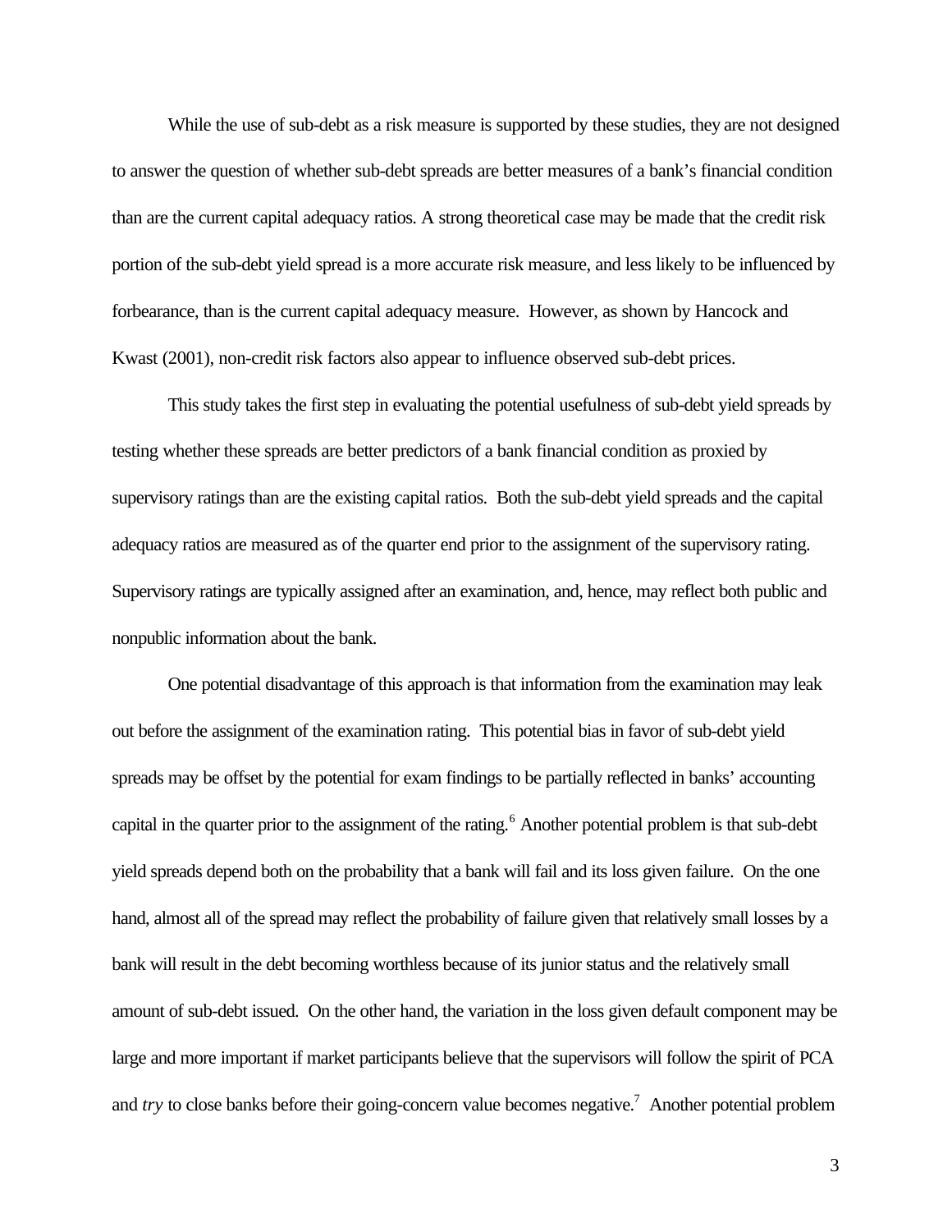While the use of sub-debt as a risk measure is supported by these studies, they are not designed to answer the question of whether sub-debt spreads are better measures of a bank's financial condition than are the current capital adequacy ratios. A strong theoretical case may be made that the credit risk portion of the sub-debt yield spread is a more accurate risk measure, and less likely to be influenced by forbearance, than is the current capital adequacy measure. However, as shown by Hancock and Kwast (2001), non-credit risk factors also appear to influence observed sub-debt prices.

This study takes the first step in evaluating the potential usefulness of sub-debt yield spreads by testing whether these spreads are better predictors of a bank financial condition as proxied by supervisory ratings than are the existing capital ratios. Both the sub-debt yield spreads and the capital adequacy ratios are measured as of the quarter end prior to the assignment of the supervisory rating. Supervisory ratings are typically assigned after an examination, and, hence, may reflect both public and nonpublic information about the bank.

One potential disadvantage of this approach is that information from the examination may leak out before the assignment of the examination rating. This potential bias in favor of sub-debt yield spreads may be offset by the potential for exam findings to be partially reflected in banks' accounting capital in the quarter prior to the assignment of the rating.[6] Another potential problem is that sub-debt yield spreads depend both on the probability that a bank will fail and its loss given failure. On the one hand, almost all of the spread may reflect the probability of failure given that relatively small losses by a bank will result in the debt becoming worthless because of its junior status and the relatively small amount of sub-debt issued. On the other hand, the variation in the loss given default component may be large and more important if market participants believe that the supervisors will follow the spirit of PCA and *try* to close banks before their going-concern value becomes negative.[7] Another potential problem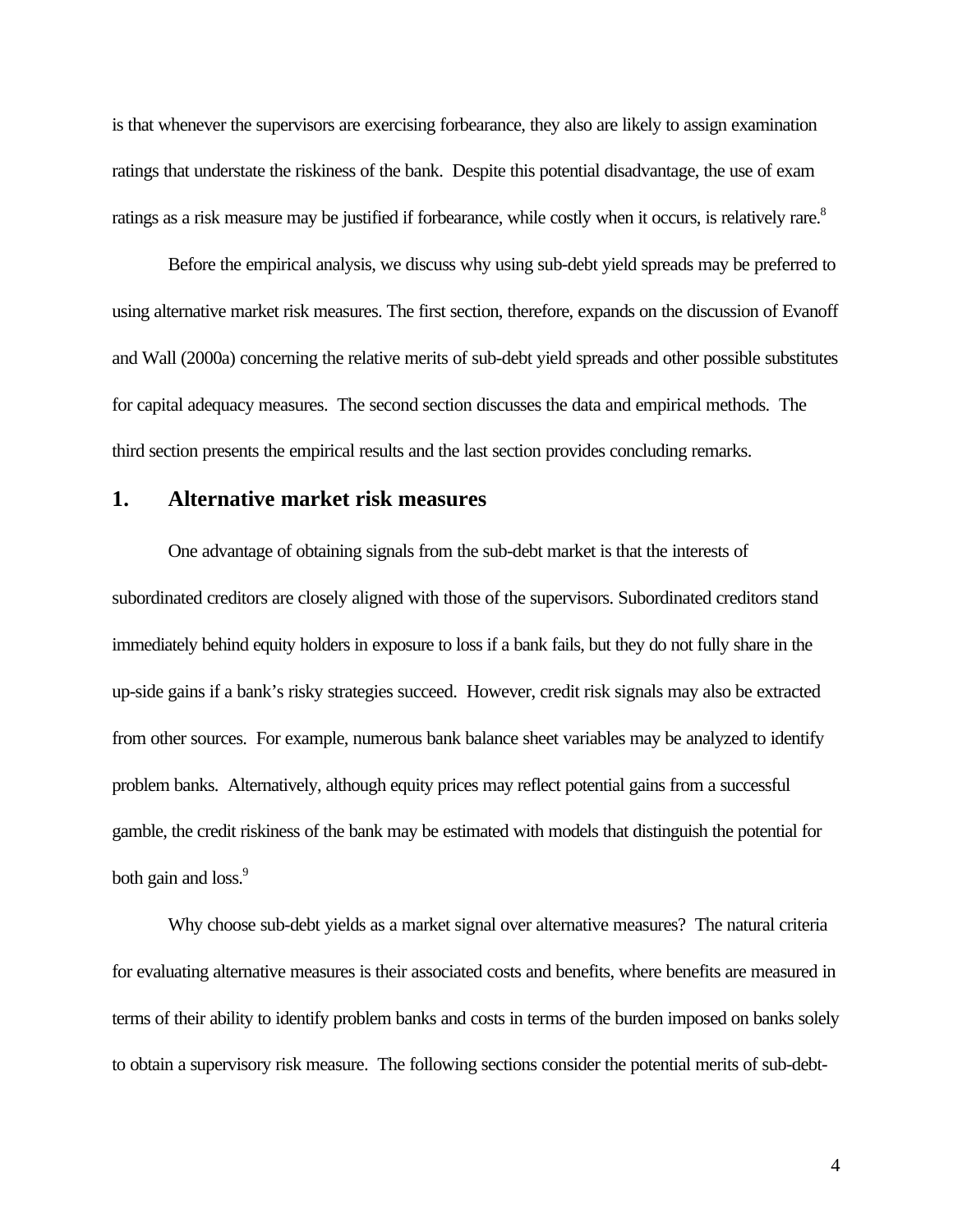is that whenever the supervisors are exercising forbearance, they also are likely to assign examination ratings that understate the riskiness of the bank. Despite this potential disadvantage, the use of exam ratings as a risk measure may be justified if forbearance, while costly when it occurs, is relatively rare.[8]

Before the empirical analysis, we discuss why using sub-debt yield spreads may be preferred to using alternative market risk measures. The first section, therefore, expands on the discussion of Evanoff and Wall (2000a) concerning the relative merits of sub-debt yield spreads and other possible substitutes for capital adequacy measures. The second section discusses the data and empirical methods. The third section presents the empirical results and the last section provides concluding remarks.

## 1. Alternative market risk measures

One advantage of obtaining signals from the sub-debt market is that the interests of subordinated creditors are closely aligned with those of the supervisors. Subordinated creditors stand immediately behind equity holders in exposure to loss if a bank fails, but they do not fully share in the up-side gains if a bank's risky strategies succeed. However, credit risk signals may also be extracted from other sources. For example, numerous bank balance sheet variables may be analyzed to identify problem banks. Alternatively, although equity prices may reflect potential gains from a successful gamble, the credit riskiness of the bank may be estimated with models that distinguish the potential for both gain and loss.[9]

Why choose sub-debt yields as a market signal over alternative measures? The natural criteria for evaluating alternative measures is their associated costs and benefits, where benefits are measured in terms of their ability to identify problem banks and costs in terms of the burden imposed on banks solely to obtain a supervisory risk measure. The following sections consider the potential merits of sub-debt-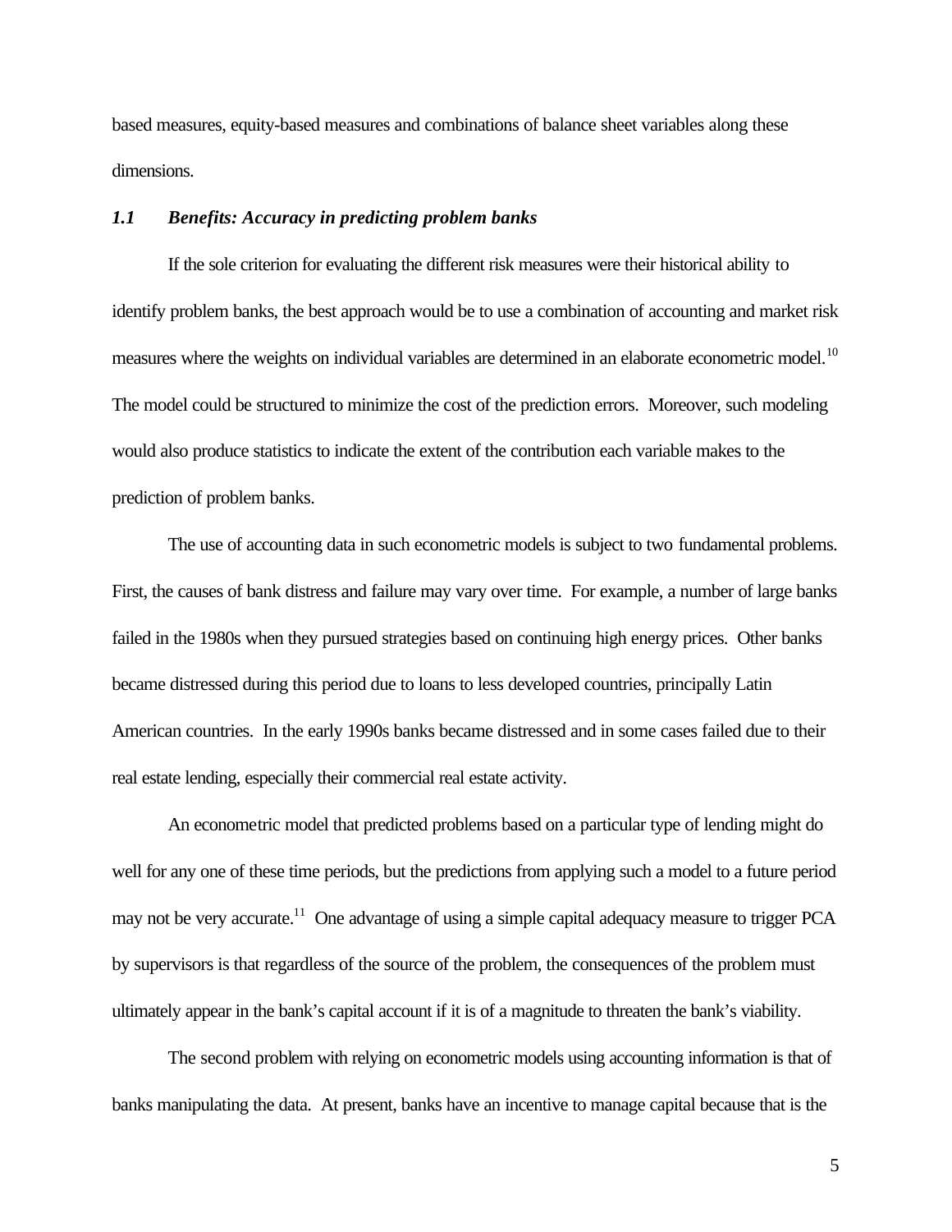based measures, equity-based measures and combinations of balance sheet variables along these dimensions.

### *1.1 Benefits: Accuracy in predicting problem banks*

If the sole criterion for evaluating the different risk measures were their historical ability to identify problem banks, the best approach would be to use a combination of accounting and market risk measures where the weights on individual variables are determined in an elaborate econometric model.[10] The model could be structured to minimize the cost of the prediction errors. Moreover, such modeling would also produce statistics to indicate the extent of the contribution each variable makes to the prediction of problem banks.

The use of accounting data in such econometric models is subject to two fundamental problems. First, the causes of bank distress and failure may vary over time. For example, a number of large banks failed in the 1980s when they pursued strategies based on continuing high energy prices. Other banks became distressed during this period due to loans to less developed countries, principally Latin American countries. In the early 1990s banks became distressed and in some cases failed due to their real estate lending, especially their commercial real estate activity.

An econometric model that predicted problems based on a particular type of lending might do well for any one of these time periods, but the predictions from applying such a model to a future period may not be very accurate.[11] One advantage of using a simple capital adequacy measure to trigger PCA by supervisors is that regardless of the source of the problem, the consequences of the problem must ultimately appear in the bank's capital account if it is of a magnitude to threaten the bank's viability.

The second problem with relying on econometric models using accounting information is that of banks manipulating the data. At present, banks have an incentive to manage capital because that is the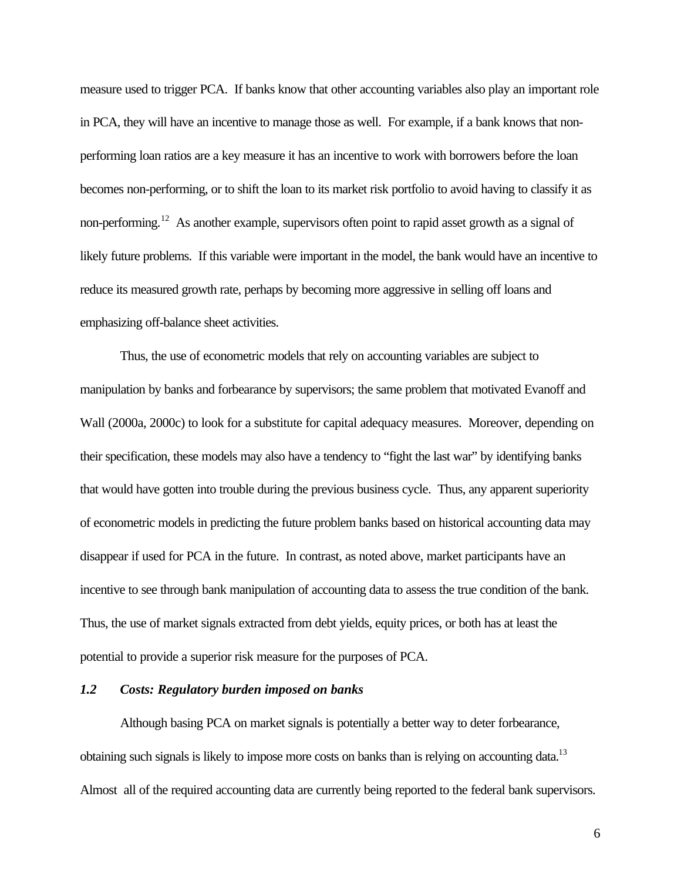measure used to trigger PCA. If banks know that other accounting variables also play an important role in PCA, they will have an incentive to manage those as well. For example, if a bank knows that non-performing loan ratios are a key measure it has an incentive to work with borrowers before the loan becomes non-performing, or to shift the loan to its market risk portfolio to avoid having to classify it as non-performing.[12] As another example, supervisors often point to rapid asset growth as a signal of likely future problems. If this variable were important in the model, the bank would have an incentive to reduce its measured growth rate, perhaps by becoming more aggressive in selling off loans and emphasizing off-balance sheet activities.

Thus, the use of econometric models that rely on accounting variables are subject to manipulation by banks and forbearance by supervisors; the same problem that motivated Evanoff and Wall (2000a, 2000c) to look for a substitute for capital adequacy measures. Moreover, depending on their specification, these models may also have a tendency to "fight the last war" by identifying banks that would have gotten into trouble during the previous business cycle. Thus, any apparent superiority of econometric models in predicting the future problem banks based on historical accounting data may disappear if used for PCA in the future. In contrast, as noted above, market participants have an incentive to see through bank manipulation of accounting data to assess the true condition of the bank. Thus, the use of market signals extracted from debt yields, equity prices, or both has at least the potential to provide a superior risk measure for the purposes of PCA.

### *1.2 Costs: Regulatory burden imposed on banks*

Although basing PCA on market signals is potentially a better way to deter forbearance, obtaining such signals is likely to impose more costs on banks than is relying on accounting data.[13] Almost all of the required accounting data are currently being reported to the federal bank supervisors.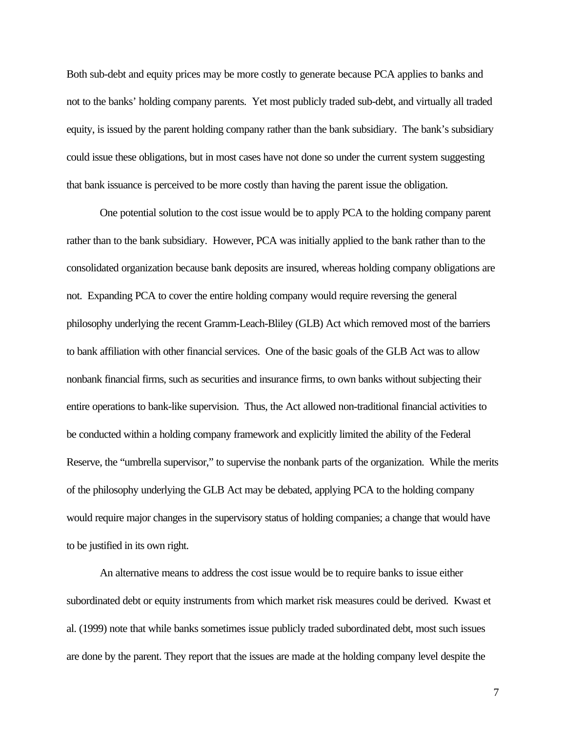Both sub-debt and equity prices may be more costly to generate because PCA applies to banks and not to the banks' holding company parents. Yet most publicly traded sub-debt, and virtually all traded equity, is issued by the parent holding company rather than the bank subsidiary. The bank's subsidiary could issue these obligations, but in most cases have not done so under the current system suggesting that bank issuance is perceived to be more costly than having the parent issue the obligation.

One potential solution to the cost issue would be to apply PCA to the holding company parent rather than to the bank subsidiary. However, PCA was initially applied to the bank rather than to the consolidated organization because bank deposits are insured, whereas holding company obligations are not. Expanding PCA to cover the entire holding company would require reversing the general philosophy underlying the recent Gramm-Leach-Bliley (GLB) Act which removed most of the barriers to bank affiliation with other financial services. One of the basic goals of the GLB Act was to allow nonbank financial firms, such as securities and insurance firms, to own banks without subjecting their entire operations to bank-like supervision. Thus, the Act allowed non-traditional financial activities to be conducted within a holding company framework and explicitly limited the ability of the Federal Reserve, the "umbrella supervisor," to supervise the nonbank parts of the organization. While the merits of the philosophy underlying the GLB Act may be debated, applying PCA to the holding company would require major changes in the supervisory status of holding companies; a change that would have to be justified in its own right.

An alternative means to address the cost issue would be to require banks to issue either subordinated debt or equity instruments from which market risk measures could be derived. Kwast et al. (1999) note that while banks sometimes issue publicly traded subordinated debt, most such issues are done by the parent. They report that the issues are made at the holding company level despite the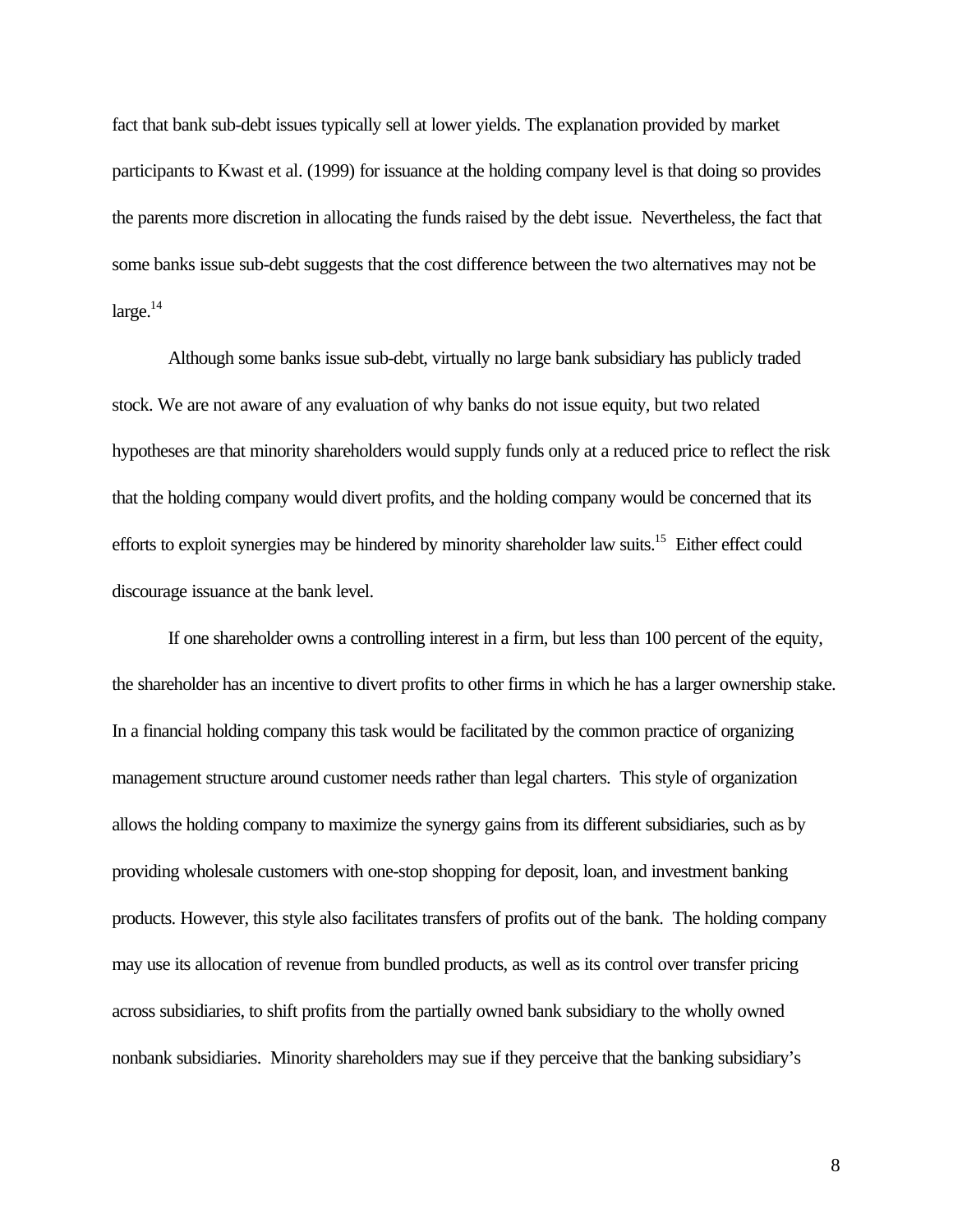fact that bank sub-debt issues typically sell at lower yields. The explanation provided by market participants to Kwast et al. (1999) for issuance at the holding company level is that doing so provides the parents more discretion in allocating the funds raised by the debt issue. Nevertheless, the fact that some banks issue sub-debt suggests that the cost difference between the two alternatives may not be large.[14]

Although some banks issue sub-debt, virtually no large bank subsidiary has publicly traded stock. We are not aware of any evaluation of why banks do not issue equity, but two related hypotheses are that minority shareholders would supply funds only at a reduced price to reflect the risk that the holding company would divert profits, and the holding company would be concerned that its efforts to exploit synergies may be hindered by minority shareholder law suits.[15] Either effect could discourage issuance at the bank level.

If one shareholder owns a controlling interest in a firm, but less than 100 percent of the equity, the shareholder has an incentive to divert profits to other firms in which he has a larger ownership stake. In a financial holding company this task would be facilitated by the common practice of organizing management structure around customer needs rather than legal charters. This style of organization allows the holding company to maximize the synergy gains from its different subsidiaries, such as by providing wholesale customers with one-stop shopping for deposit, loan, and investment banking products. However, this style also facilitates transfers of profits out of the bank. The holding company may use its allocation of revenue from bundled products, as well as its control over transfer pricing across subsidiaries, to shift profits from the partially owned bank subsidiary to the wholly owned nonbank subsidiaries. Minority shareholders may sue if they perceive that the banking subsidiary's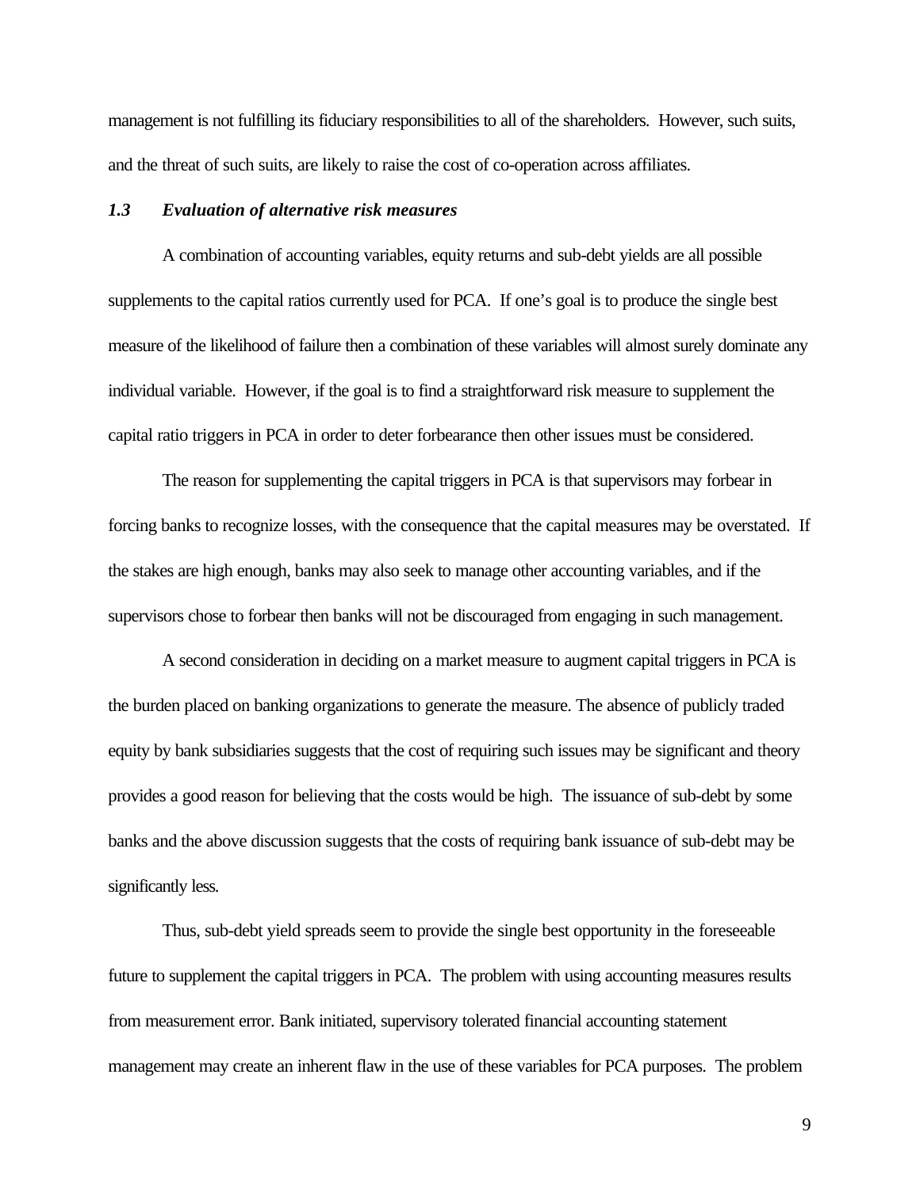management is not fulfilling its fiduciary responsibilities to all of the shareholders. However, such suits, and the threat of such suits, are likely to raise the cost of co-operation across affiliates.

### *1.3 Evaluation of alternative risk measures*

A combination of accounting variables, equity returns and sub-debt yields are all possible supplements to the capital ratios currently used for PCA. If one's goal is to produce the single best measure of the likelihood of failure then a combination of these variables will almost surely dominate any individual variable. However, if the goal is to find a straightforward risk measure to supplement the capital ratio triggers in PCA in order to deter forbearance then other issues must be considered.

The reason for supplementing the capital triggers in PCA is that supervisors may forbear in forcing banks to recognize losses, with the consequence that the capital measures may be overstated. If the stakes are high enough, banks may also seek to manage other accounting variables, and if the supervisors chose to forbear then banks will not be discouraged from engaging in such management.

A second consideration in deciding on a market measure to augment capital triggers in PCA is the burden placed on banking organizations to generate the measure. The absence of publicly traded equity by bank subsidiaries suggests that the cost of requiring such issues may be significant and theory provides a good reason for believing that the costs would be high. The issuance of sub-debt by some banks and the above discussion suggests that the costs of requiring bank issuance of sub-debt may be significantly less.

Thus, sub-debt yield spreads seem to provide the single best opportunity in the foreseeable future to supplement the capital triggers in PCA. The problem with using accounting measures results from measurement error. Bank initiated, supervisory tolerated financial accounting statement management may create an inherent flaw in the use of these variables for PCA purposes. The problem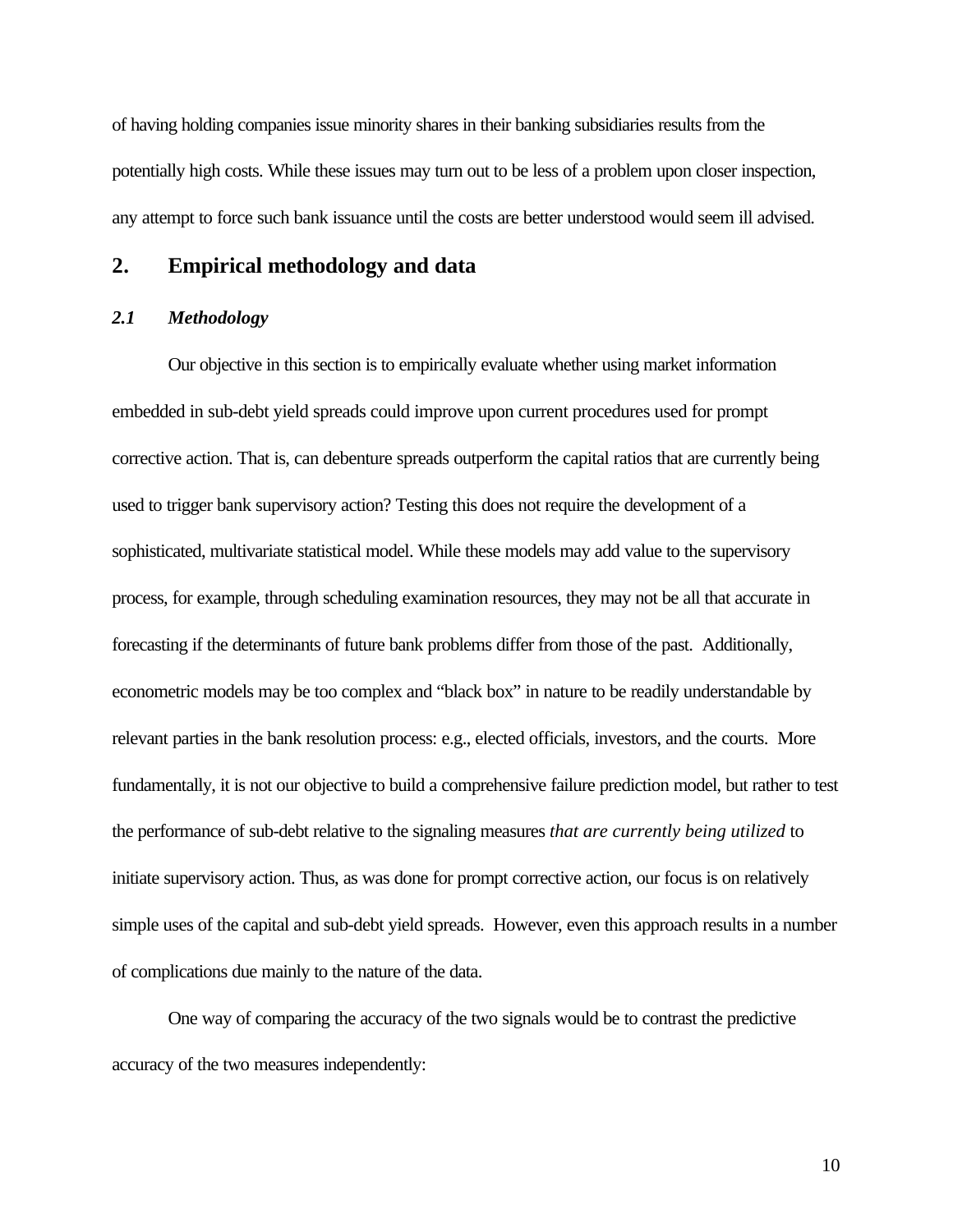of having holding companies issue minority shares in their banking subsidiaries results from the potentially high costs. While these issues may turn out to be less of a problem upon closer inspection, any attempt to force such bank issuance until the costs are better understood would seem ill advised.

## 2. Empirical methodology and data

### *2.1 Methodology*

Our objective in this section is to empirically evaluate whether using market information embedded in sub-debt yield spreads could improve upon current procedures used for prompt corrective action. That is, can debenture spreads outperform the capital ratios that are currently being used to trigger bank supervisory action? Testing this does not require the development of a sophisticated, multivariate statistical model. While these models may add value to the supervisory process, for example, through scheduling examination resources, they may not be all that accurate in forecasting if the determinants of future bank problems differ from those of the past. Additionally, econometric models may be too complex and "black box" in nature to be readily understandable by relevant parties in the bank resolution process: e.g., elected officials, investors, and the courts. More fundamentally, it is not our objective to build a comprehensive failure prediction model, but rather to test the performance of sub-debt relative to the signaling measures *that are currently being utilized* to initiate supervisory action. Thus, as was done for prompt corrective action, our focus is on relatively simple uses of the capital and sub-debt yield spreads. However, even this approach results in a number of complications due mainly to the nature of the data.

One way of comparing the accuracy of the two signals would be to contrast the predictive accuracy of the two measures independently: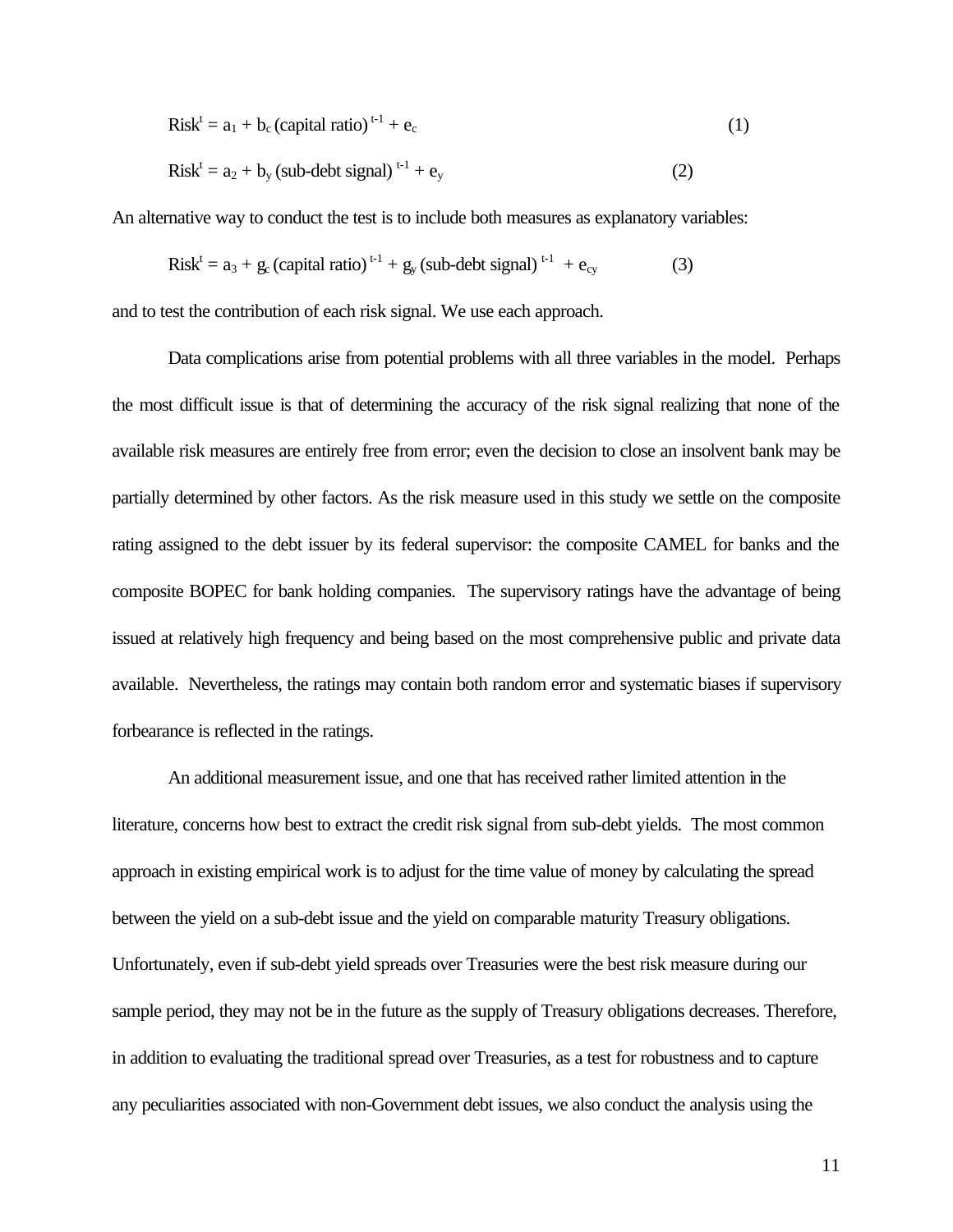$$\text{Risk}^{t} = a_1 + b_c\,(\text{capital ratio})^{t-1} + e_c \qquad (1)$$

$$\text{Risk}^{t} = a_2 + b_y\,(\text{sub-debt signal})^{t-1} + e_y \qquad (2)$$

An alternative way to conduct the test is to include both measures as explanatory variables:

$$\text{Risk}^{t} = a_3 + g_c\,(\text{capital ratio})^{t-1} + g_y\,(\text{sub-debt signal})^{t-1} + e_{cy} \qquad (3)$$

and to test the contribution of each risk signal. We use each approach.

Data complications arise from potential problems with all three variables in the model. Perhaps the most difficult issue is that of determining the accuracy of the risk signal realizing that none of the available risk measures are entirely free from error; even the decision to close an insolvent bank may be partially determined by other factors. As the risk measure used in this study we settle on the composite rating assigned to the debt issuer by its federal supervisor: the composite CAMEL for banks and the composite BOPEC for bank holding companies. The supervisory ratings have the advantage of being issued at relatively high frequency and being based on the most comprehensive public and private data available. Nevertheless, the ratings may contain both random error and systematic biases if supervisory forbearance is reflected in the ratings.

An additional measurement issue, and one that has received rather limited attention in the literature, concerns how best to extract the credit risk signal from sub-debt yields. The most common approach in existing empirical work is to adjust for the time value of money by calculating the spread between the yield on a sub-debt issue and the yield on comparable maturity Treasury obligations. Unfortunately, even if sub-debt yield spreads over Treasuries were the best risk measure during our sample period, they may not be in the future as the supply of Treasury obligations decreases. Therefore, in addition to evaluating the traditional spread over Treasuries, as a test for robustness and to capture any peculiarities associated with non-Government debt issues, we also conduct the analysis using the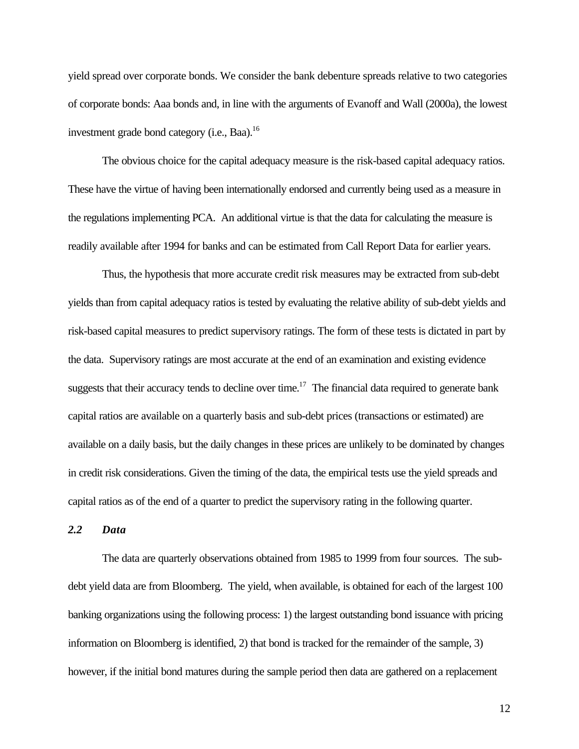yield spread over corporate bonds. We consider the bank debenture spreads relative to two categories of corporate bonds: Aaa bonds and, in line with the arguments of Evanoff and Wall (2000a), the lowest investment grade bond category (i.e., Baa).[16]

The obvious choice for the capital adequacy measure is the risk-based capital adequacy ratios. These have the virtue of having been internationally endorsed and currently being used as a measure in the regulations implementing PCA. An additional virtue is that the data for calculating the measure is readily available after 1994 for banks and can be estimated from Call Report Data for earlier years.

Thus, the hypothesis that more accurate credit risk measures may be extracted from sub-debt yields than from capital adequacy ratios is tested by evaluating the relative ability of sub-debt yields and risk-based capital measures to predict supervisory ratings. The form of these tests is dictated in part by the data. Supervisory ratings are most accurate at the end of an examination and existing evidence suggests that their accuracy tends to decline over time.[17] The financial data required to generate bank capital ratios are available on a quarterly basis and sub-debt prices (transactions or estimated) are available on a daily basis, but the daily changes in these prices are unlikely to be dominated by changes in credit risk considerations. Given the timing of the data, the empirical tests use the yield spreads and capital ratios as of the end of a quarter to predict the supervisory rating in the following quarter.

### *2.2 Data*

The data are quarterly observations obtained from 1985 to 1999 from four sources. The sub-debt yield data are from Bloomberg. The yield, when available, is obtained for each of the largest 100 banking organizations using the following process: 1) the largest outstanding bond issuance with pricing information on Bloomberg is identified, 2) that bond is tracked for the remainder of the sample, 3) however, if the initial bond matures during the sample period then data are gathered on a replacement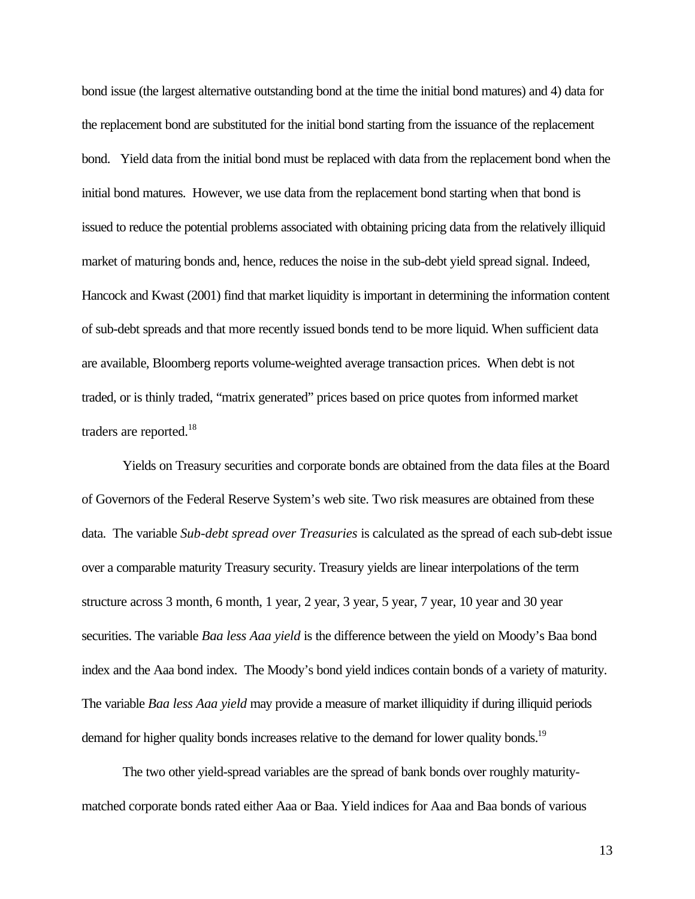bond issue (the largest alternative outstanding bond at the time the initial bond matures) and 4) data for the replacement bond are substituted for the initial bond starting from the issuance of the replacement bond. Yield data from the initial bond must be replaced with data from the replacement bond when the initial bond matures. However, we use data from the replacement bond starting when that bond is issued to reduce the potential problems associated with obtaining pricing data from the relatively illiquid market of maturing bonds and, hence, reduces the noise in the sub-debt yield spread signal. Indeed, Hancock and Kwast (2001) find that market liquidity is important in determining the information content of sub-debt spreads and that more recently issued bonds tend to be more liquid. When sufficient data are available, Bloomberg reports volume-weighted average transaction prices. When debt is not traded, or is thinly traded, "matrix generated" prices based on price quotes from informed market traders are reported.[18]

Yields on Treasury securities and corporate bonds are obtained from the data files at the Board of Governors of the Federal Reserve System's web site. Two risk measures are obtained from these data. The variable *Sub-debt spread over Treasuries* is calculated as the spread of each sub-debt issue over a comparable maturity Treasury security. Treasury yields are linear interpolations of the term structure across 3 month, 6 month, 1 year, 2 year, 3 year, 5 year, 7 year, 10 year and 30 year securities. The variable *Baa less Aaa yield* is the difference between the yield on Moody's Baa bond index and the Aaa bond index. The Moody's bond yield indices contain bonds of a variety of maturity. The variable *Baa less Aaa yield* may provide a measure of market illiquidity if during illiquid periods demand for higher quality bonds increases relative to the demand for lower quality bonds.[19]

The two other yield-spread variables are the spread of bank bonds over roughly maturity-matched corporate bonds rated either Aaa or Baa. Yield indices for Aaa and Baa bonds of various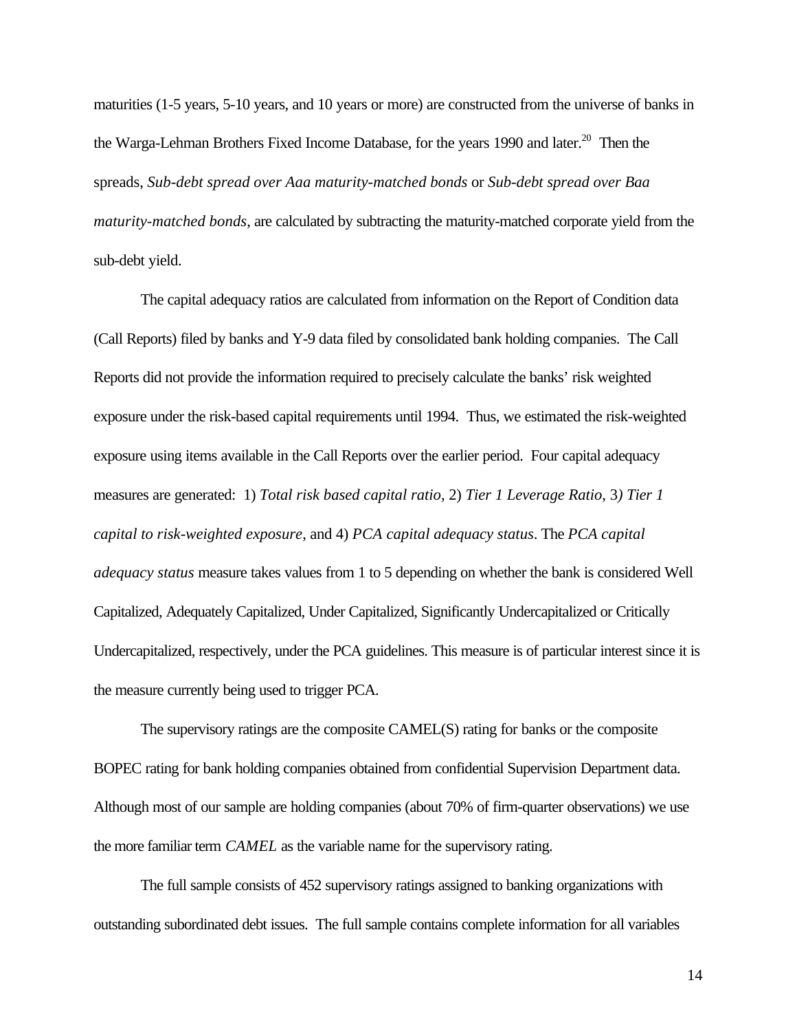maturities (1-5 years, 5-10 years, and 10 years or more) are constructed from the universe of banks in the Warga-Lehman Brothers Fixed Income Database, for the years 1990 and later.[20] Then the spreads, *Sub-debt spread over Aaa maturity-matched bonds* or *Sub-debt spread over Baa maturity-matched bonds*, are calculated by subtracting the maturity-matched corporate yield from the sub-debt yield.

The capital adequacy ratios are calculated from information on the Report of Condition data (Call Reports) filed by banks and Y-9 data filed by consolidated bank holding companies. The Call Reports did not provide the information required to precisely calculate the banks' risk weighted exposure under the risk-based capital requirements until 1994. Thus, we estimated the risk-weighted exposure using items available in the Call Reports over the earlier period. Four capital adequacy measures are generated: 1) *Total risk based capital ratio*, 2) *Tier 1 Leverage Ratio*, 3*) Tier 1 capital to risk-weighted exposure*, and 4) *PCA capital adequacy status*. The *PCA capital adequacy status* measure takes values from 1 to 5 depending on whether the bank is considered Well Capitalized, Adequately Capitalized, Under Capitalized, Significantly Undercapitalized or Critically Undercapitalized, respectively, under the PCA guidelines. This measure is of particular interest since it is the measure currently being used to trigger PCA.

The supervisory ratings are the composite CAMEL(S) rating for banks or the composite BOPEC rating for bank holding companies obtained from confidential Supervision Department data. Although most of our sample are holding companies (about 70% of firm-quarter observations) we use the more familiar term *CAMEL* as the variable name for the supervisory rating.

The full sample consists of 452 supervisory ratings assigned to banking organizations with outstanding subordinated debt issues. The full sample contains complete information for all variables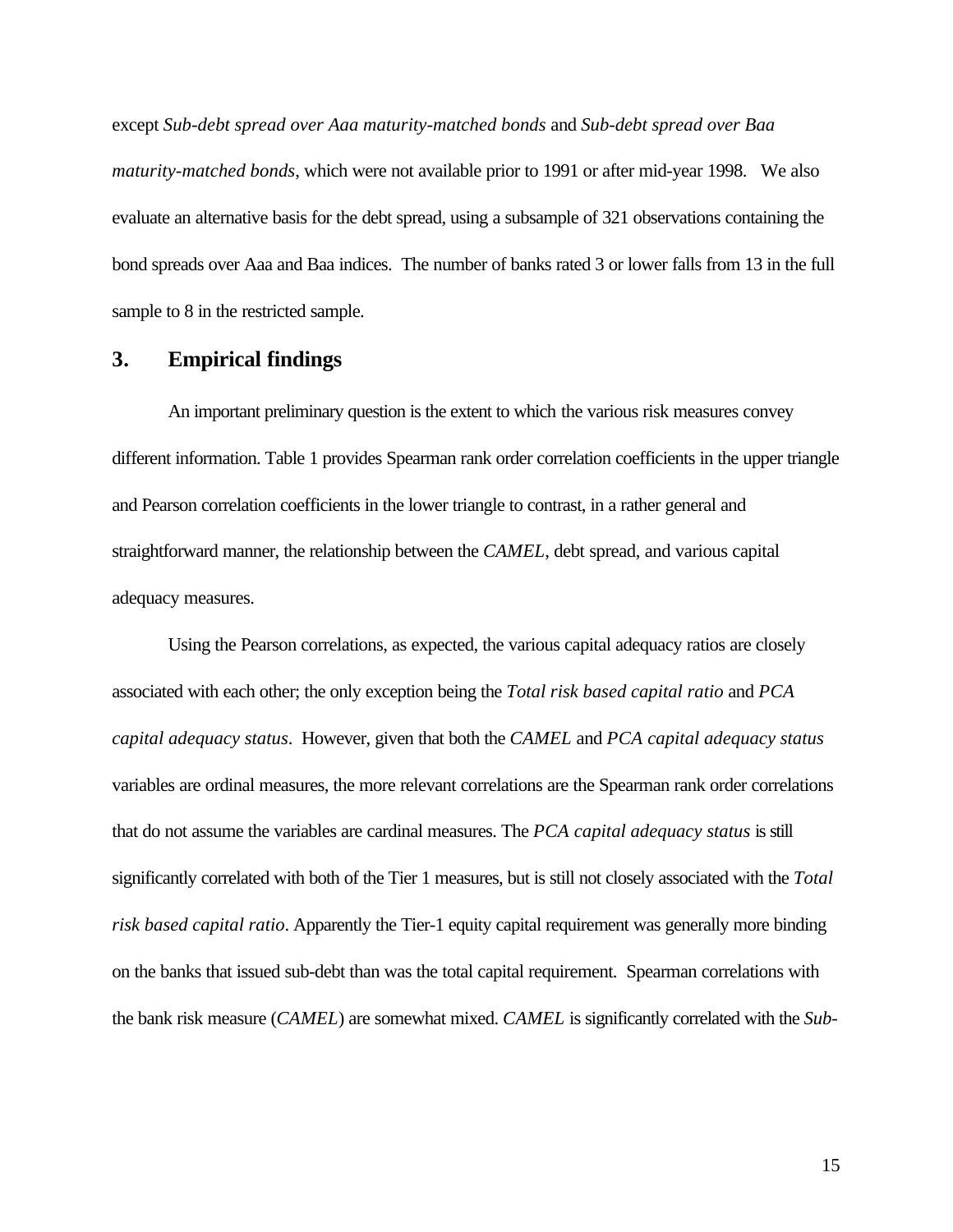except *Sub-debt spread over Aaa maturity-matched bonds* and *Sub-debt spread over Baa maturity-matched bonds*, which were not available prior to 1991 or after mid-year 1998. We also evaluate an alternative basis for the debt spread, using a subsample of 321 observations containing the bond spreads over Aaa and Baa indices. The number of banks rated 3 or lower falls from 13 in the full sample to 8 in the restricted sample.

## 3. Empirical findings

An important preliminary question is the extent to which the various risk measures convey different information. Table 1 provides Spearman rank order correlation coefficients in the upper triangle and Pearson correlation coefficients in the lower triangle to contrast, in a rather general and straightforward manner, the relationship between the *CAMEL*, debt spread, and various capital adequacy measures.

Using the Pearson correlations, as expected, the various capital adequacy ratios are closely associated with each other; the only exception being the *Total risk based capital ratio* and *PCA capital adequacy status*. However, given that both the *CAMEL* and *PCA capital adequacy status* variables are ordinal measures, the more relevant correlations are the Spearman rank order correlations that do not assume the variables are cardinal measures. The *PCA capital adequacy status* is still significantly correlated with both of the Tier 1 measures, but is still not closely associated with the *Total risk based capital ratio*. Apparently the Tier-1 equity capital requirement was generally more binding on the banks that issued sub-debt than was the total capital requirement. Spearman correlations with the bank risk measure (*CAMEL*) are somewhat mixed. *CAMEL* is significantly correlated with the *Sub-*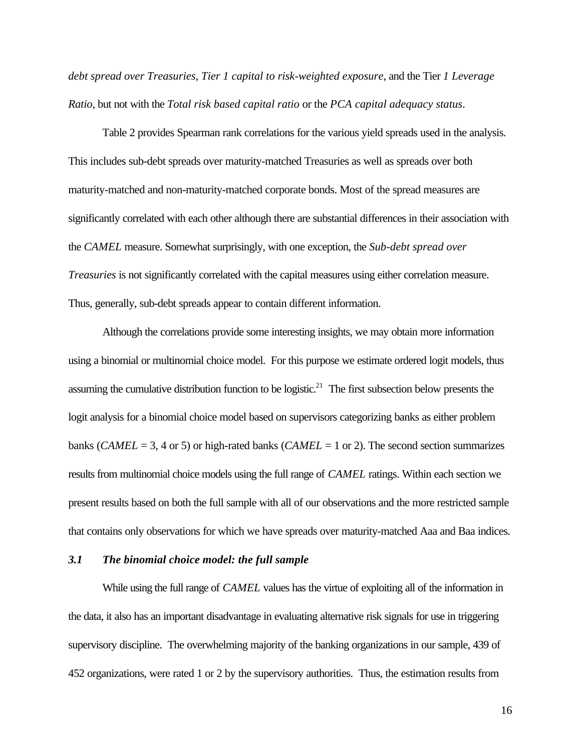*debt spread over Treasuries*, *Tier 1 capital to risk-weighted exposure*, and the Tier *1 Leverage Ratio*, but not with the *Total risk based capital ratio* or the *PCA capital adequacy status*.

Table 2 provides Spearman rank correlations for the various yield spreads used in the analysis. This includes sub-debt spreads over maturity-matched Treasuries as well as spreads over both maturity-matched and non-maturity-matched corporate bonds. Most of the spread measures are significantly correlated with each other although there are substantial differences in their association with the *CAMEL* measure. Somewhat surprisingly, with one exception, the *Sub-debt spread over Treasuries* is not significantly correlated with the capital measures using either correlation measure. Thus, generally, sub-debt spreads appear to contain different information.

Although the correlations provide some interesting insights, we may obtain more information using a binomial or multinomial choice model. For this purpose we estimate ordered logit models, thus assuming the cumulative distribution function to be logistic.[21] The first subsection below presents the logit analysis for a binomial choice model based on supervisors categorizing banks as either problem banks (*CAMEL* = 3, 4 or 5) or high-rated banks (*CAMEL* = 1 or 2). The second section summarizes results from multinomial choice models using the full range of *CAMEL* ratings. Within each section we present results based on both the full sample with all of our observations and the more restricted sample that contains only observations for which we have spreads over maturity-matched Aaa and Baa indices.

### *3.1 The binomial choice model: the full sample*

While using the full range of *CAMEL* values has the virtue of exploiting all of the information in the data, it also has an important disadvantage in evaluating alternative risk signals for use in triggering supervisory discipline. The overwhelming majority of the banking organizations in our sample, 439 of 452 organizations, were rated 1 or 2 by the supervisory authorities. Thus, the estimation results from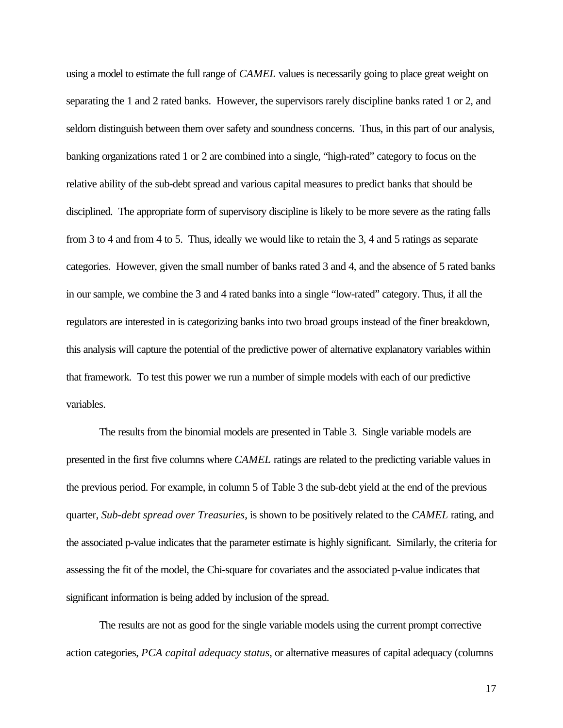using a model to estimate the full range of *CAMEL* values is necessarily going to place great weight on separating the 1 and 2 rated banks. However, the supervisors rarely discipline banks rated 1 or 2, and seldom distinguish between them over safety and soundness concerns. Thus, in this part of our analysis, banking organizations rated 1 or 2 are combined into a single, "high-rated" category to focus on the relative ability of the sub-debt spread and various capital measures to predict banks that should be disciplined. The appropriate form of supervisory discipline is likely to be more severe as the rating falls from 3 to 4 and from 4 to 5. Thus, ideally we would like to retain the 3, 4 and 5 ratings as separate categories. However, given the small number of banks rated 3 and 4, and the absence of 5 rated banks in our sample, we combine the 3 and 4 rated banks into a single "low-rated" category. Thus, if all the regulators are interested in is categorizing banks into two broad groups instead of the finer breakdown, this analysis will capture the potential of the predictive power of alternative explanatory variables within that framework. To test this power we run a number of simple models with each of our predictive variables.

The results from the binomial models are presented in Table 3. Single variable models are presented in the first five columns where *CAMEL* ratings are related to the predicting variable values in the previous period. For example, in column 5 of Table 3 the sub-debt yield at the end of the previous quarter, *Sub-debt spread over Treasuries*, is shown to be positively related to the *CAMEL* rating, and the associated p-value indicates that the parameter estimate is highly significant. Similarly, the criteria for assessing the fit of the model, the Chi-square for covariates and the associated p-value indicates that significant information is being added by inclusion of the spread.

The results are not as good for the single variable models using the current prompt corrective action categories, *PCA capital adequacy status*, or alternative measures of capital adequacy (columns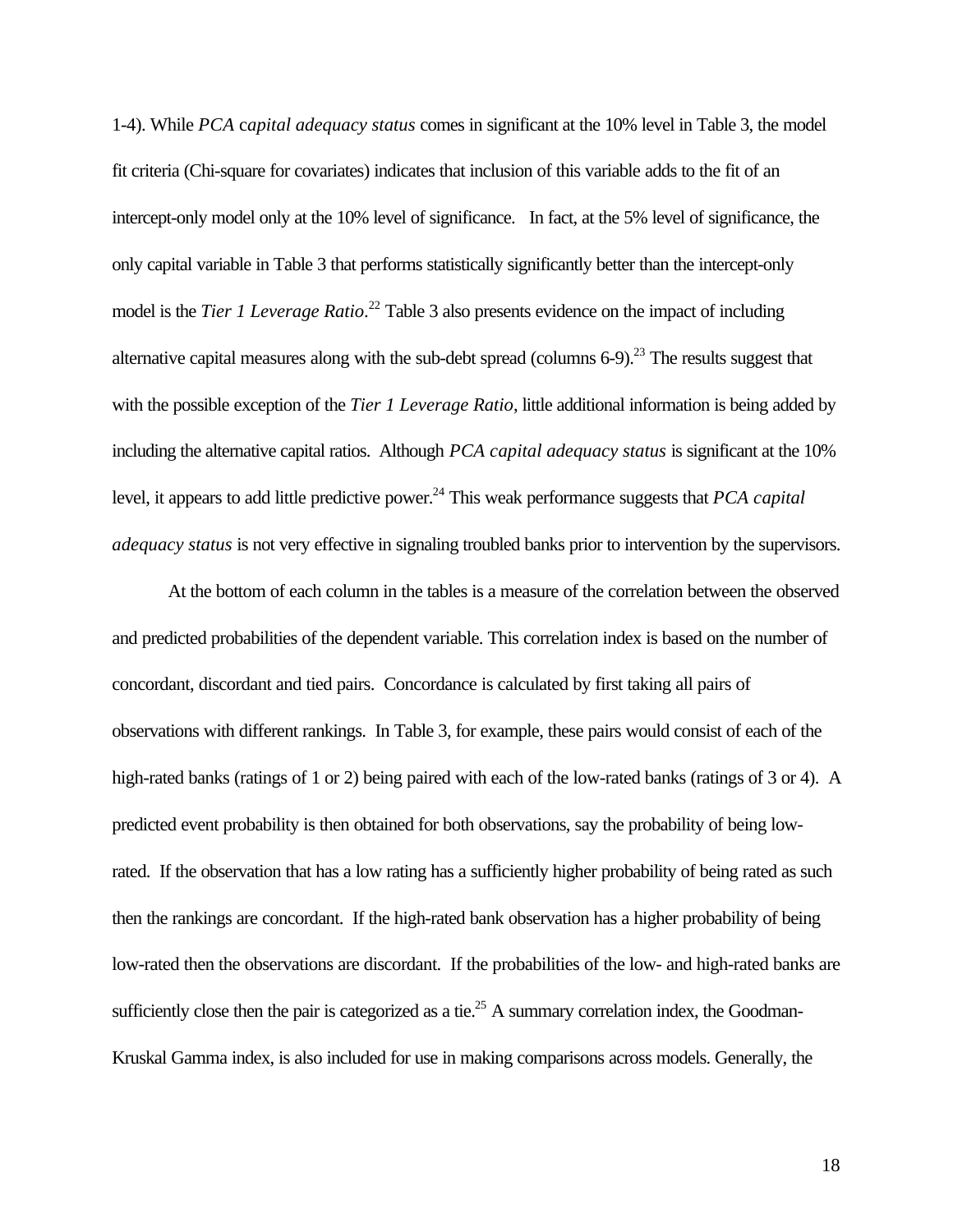1-4). While *PCA capital adequacy status* comes in significant at the 10% level in Table 3, the model fit criteria (Chi-square for covariates) indicates that inclusion of this variable adds to the fit of an intercept-only model only at the 10% level of significance. In fact, at the 5% level of significance, the only capital variable in Table 3 that performs statistically significantly better than the intercept-only model is the *Tier 1 Leverage Ratio*.[22] Table 3 also presents evidence on the impact of including alternative capital measures along with the sub-debt spread (columns 6-9).[23] The results suggest that with the possible exception of the *Tier 1 Leverage Ratio*, little additional information is being added by including the alternative capital ratios. Although *PCA capital adequacy status* is significant at the 10% level, it appears to add little predictive power.[24] This weak performance suggests that *PCA capital adequacy status* is not very effective in signaling troubled banks prior to intervention by the supervisors.

At the bottom of each column in the tables is a measure of the correlation between the observed and predicted probabilities of the dependent variable. This correlation index is based on the number of concordant, discordant and tied pairs. Concordance is calculated by first taking all pairs of observations with different rankings. In Table 3, for example, these pairs would consist of each of the high-rated banks (ratings of 1 or 2) being paired with each of the low-rated banks (ratings of 3 or 4). A predicted event probability is then obtained for both observations, say the probability of being low-rated. If the observation that has a low rating has a sufficiently higher probability of being rated as such then the rankings are concordant. If the high-rated bank observation has a higher probability of being low-rated then the observations are discordant. If the probabilities of the low- and high-rated banks are sufficiently close then the pair is categorized as a tie.[25] A summary correlation index, the Goodman-Kruskal Gamma index, is also included for use in making comparisons across models. Generally, the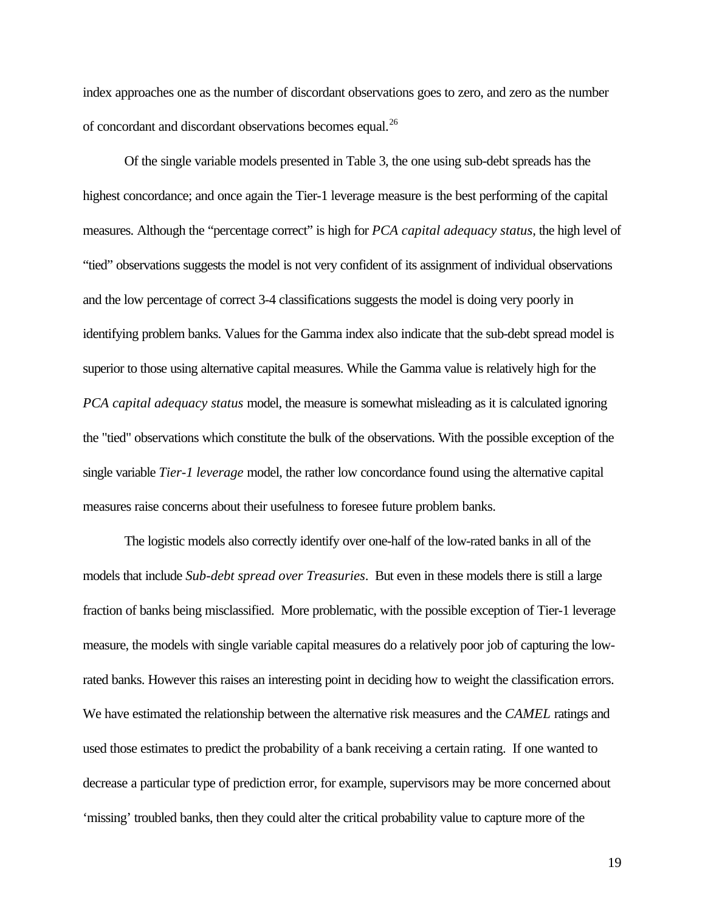index approaches one as the number of discordant observations goes to zero, and zero as the number of concordant and discordant observations becomes equal.[26]

Of the single variable models presented in Table 3, the one using sub-debt spreads has the highest concordance; and once again the Tier-1 leverage measure is the best performing of the capital measures. Although the "percentage correct" is high for *PCA capital adequacy status*, the high level of "tied" observations suggests the model is not very confident of its assignment of individual observations and the low percentage of correct 3-4 classifications suggests the model is doing very poorly in identifying problem banks. Values for the Gamma index also indicate that the sub-debt spread model is superior to those using alternative capital measures. While the Gamma value is relatively high for the *PCA capital adequacy status* model, the measure is somewhat misleading as it is calculated ignoring the "tied" observations which constitute the bulk of the observations. With the possible exception of the single variable *Tier-1 leverage* model, the rather low concordance found using the alternative capital measures raise concerns about their usefulness to foresee future problem banks.

The logistic models also correctly identify over one-half of the low-rated banks in all of the models that include *Sub-debt spread over Treasuries*. But even in these models there is still a large fraction of banks being misclassified. More problematic, with the possible exception of Tier-1 leverage measure, the models with single variable capital measures do a relatively poor job of capturing the low-rated banks. However this raises an interesting point in deciding how to weight the classification errors. We have estimated the relationship between the alternative risk measures and the *CAMEL* ratings and used those estimates to predict the probability of a bank receiving a certain rating. If one wanted to decrease a particular type of prediction error, for example, supervisors may be more concerned about 'missing' troubled banks, then they could alter the critical probability value to capture more of the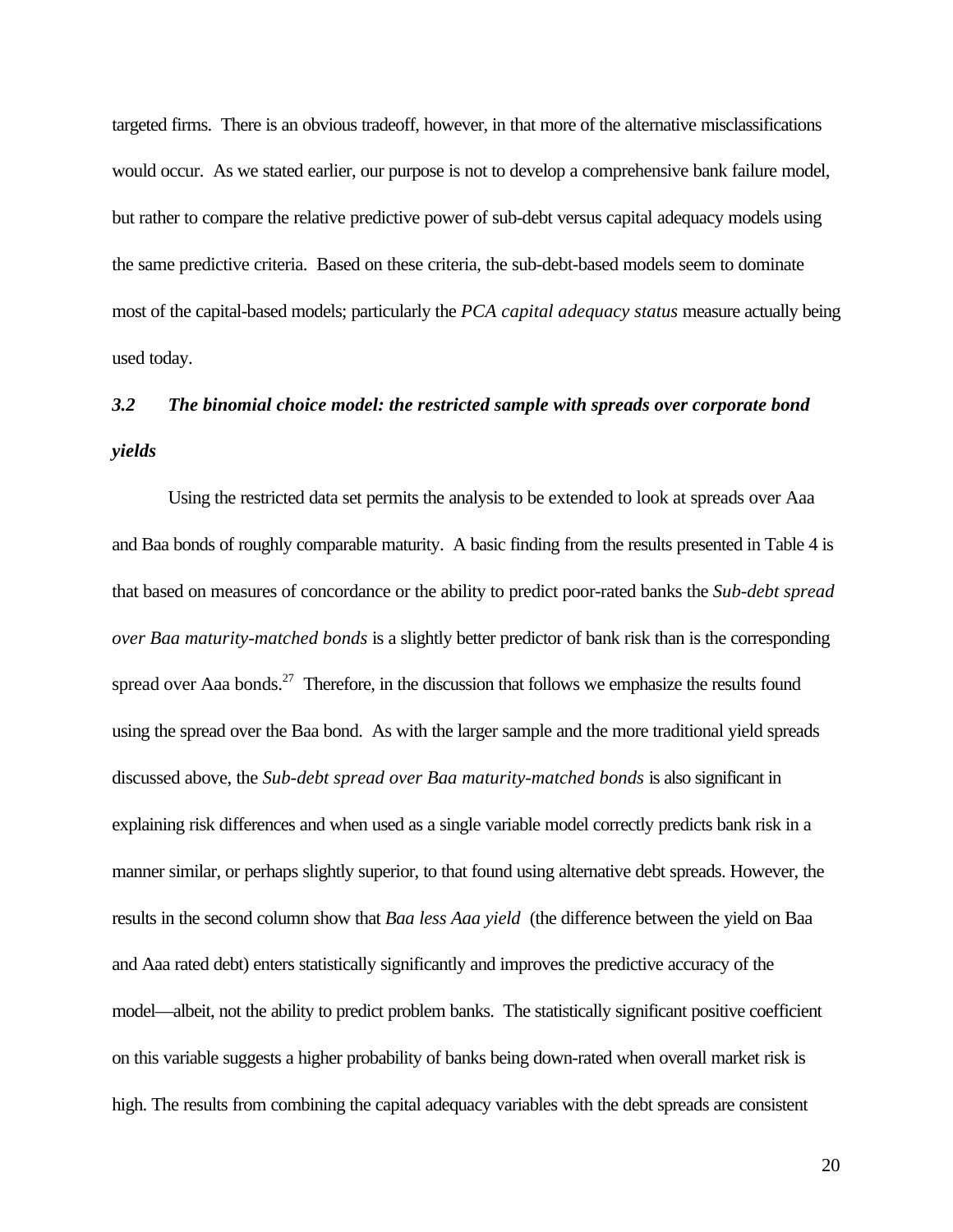targeted firms. There is an obvious tradeoff, however, in that more of the alternative misclassifications would occur. As we stated earlier, our purpose is not to develop a comprehensive bank failure model, but rather to compare the relative predictive power of sub-debt versus capital adequacy models using the same predictive criteria. Based on these criteria, the sub-debt-based models seem to dominate most of the capital-based models; particularly the *PCA capital adequacy status* measure actually being used today.

### *3.2 The binomial choice model: the restricted sample with spreads over corporate bond yields*

Using the restricted data set permits the analysis to be extended to look at spreads over Aaa and Baa bonds of roughly comparable maturity. A basic finding from the results presented in Table 4 is that based on measures of concordance or the ability to predict poor-rated banks the *Sub-debt spread over Baa maturity-matched bonds* is a slightly better predictor of bank risk than is the corresponding spread over Aaa bonds.[27] Therefore, in the discussion that follows we emphasize the results found using the spread over the Baa bond. As with the larger sample and the more traditional yield spreads discussed above, the *Sub-debt spread over Baa maturity-matched bonds* is also significant in explaining risk differences and when used as a single variable model correctly predicts bank risk in a manner similar, or perhaps slightly superior, to that found using alternative debt spreads. However, the results in the second column show that *Baa less Aaa yield* (the difference between the yield on Baa and Aaa rated debt) enters statistically significantly and improves the predictive accuracy of the model—albeit, not the ability to predict problem banks. The statistically significant positive coefficient on this variable suggests a higher probability of banks being down-rated when overall market risk is high. The results from combining the capital adequacy variables with the debt spreads are consistent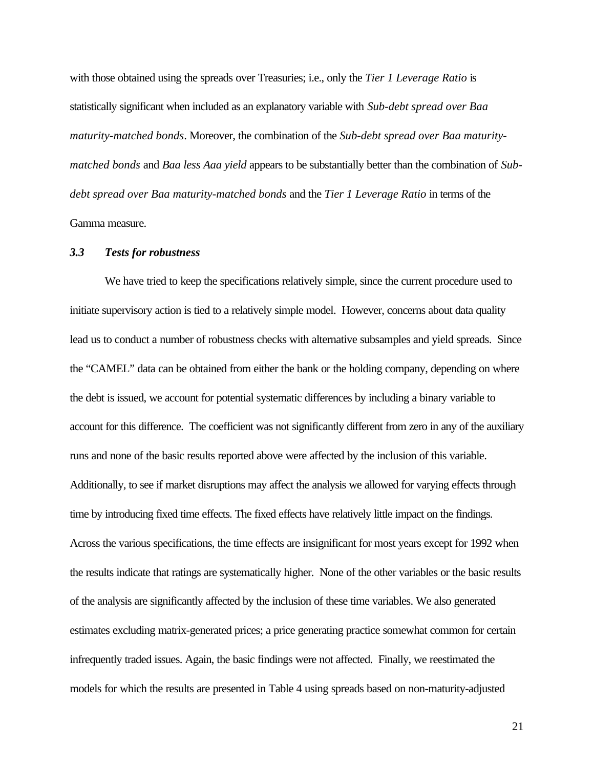with those obtained using the spreads over Treasuries; i.e., only the *Tier 1 Leverage Ratio* is statistically significant when included as an explanatory variable with *Sub-debt spread over Baa maturity-matched bonds*. Moreover, the combination of the *Sub-debt spread over Baa maturity-matched bonds* and *Baa less Aaa yield* appears to be substantially better than the combination of *Sub-debt spread over Baa maturity-matched bonds* and the *Tier 1 Leverage Ratio* in terms of the Gamma measure.

### *3.3 Tests for robustness*

We have tried to keep the specifications relatively simple, since the current procedure used to initiate supervisory action is tied to a relatively simple model. However, concerns about data quality lead us to conduct a number of robustness checks with alternative subsamples and yield spreads. Since the "CAMEL" data can be obtained from either the bank or the holding company, depending on where the debt is issued, we account for potential systematic differences by including a binary variable to account for this difference. The coefficient was not significantly different from zero in any of the auxiliary runs and none of the basic results reported above were affected by the inclusion of this variable. Additionally, to see if market disruptions may affect the analysis we allowed for varying effects through time by introducing fixed time effects. The fixed effects have relatively little impact on the findings. Across the various specifications, the time effects are insignificant for most years except for 1992 when the results indicate that ratings are systematically higher. None of the other variables or the basic results of the analysis are significantly affected by the inclusion of these time variables. We also generated estimates excluding matrix-generated prices; a price generating practice somewhat common for certain infrequently traded issues. Again, the basic findings were not affected. Finally, we reestimated the models for which the results are presented in Table 4 using spreads based on non-maturity-adjusted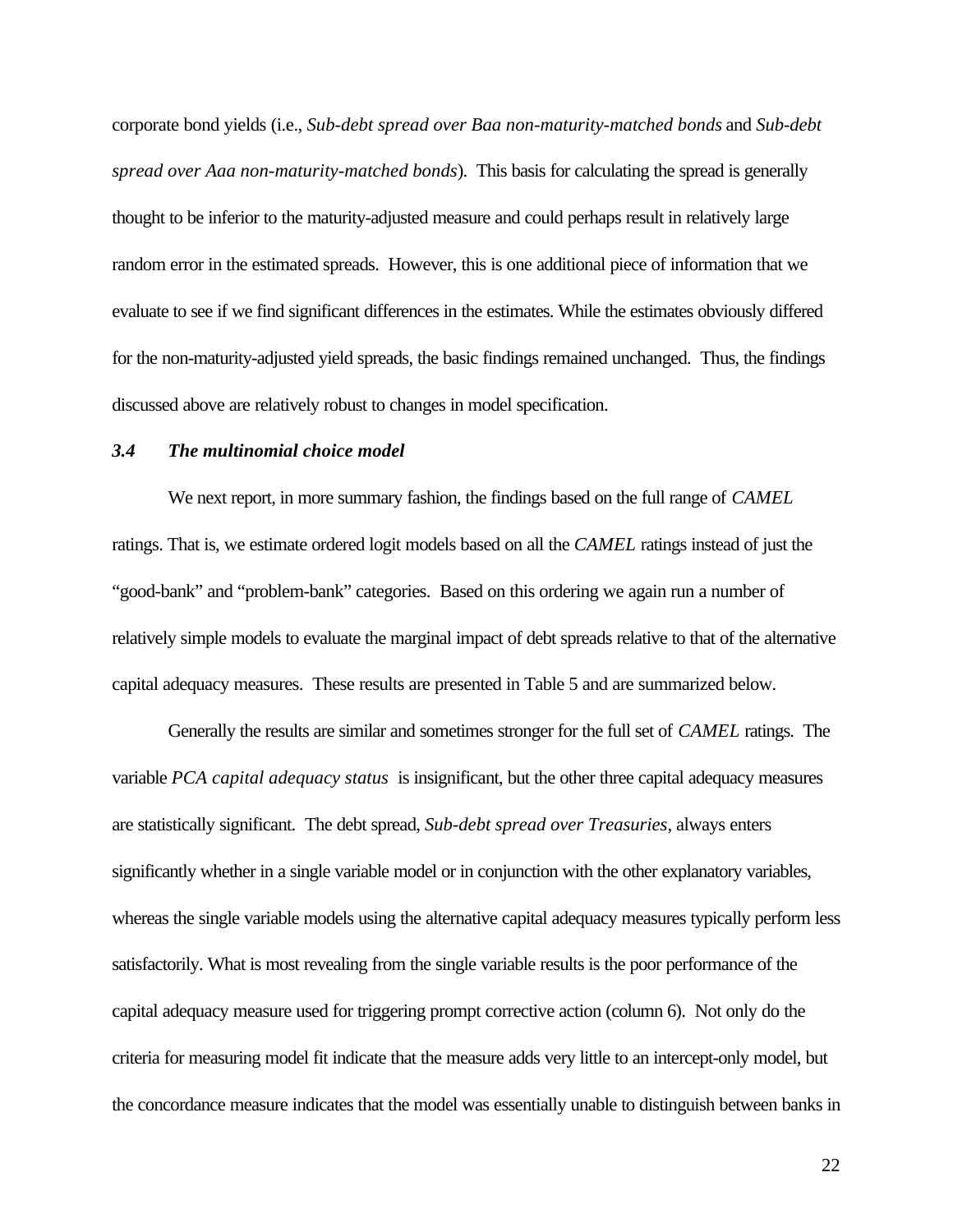corporate bond yields (i.e., *Sub-debt spread over Baa non-maturity-matched bonds* and *Sub-debt spread over Aaa non-maturity-matched bonds*). This basis for calculating the spread is generally thought to be inferior to the maturity-adjusted measure and could perhaps result in relatively large random error in the estimated spreads. However, this is one additional piece of information that we evaluate to see if we find significant differences in the estimates. While the estimates obviously differed for the non-maturity-adjusted yield spreads, the basic findings remained unchanged. Thus, the findings discussed above are relatively robust to changes in model specification.

### *3.4 The multinomial choice model*

We next report, in more summary fashion, the findings based on the full range of *CAMEL* ratings. That is, we estimate ordered logit models based on all the *CAMEL* ratings instead of just the "good-bank" and "problem-bank" categories. Based on this ordering we again run a number of relatively simple models to evaluate the marginal impact of debt spreads relative to that of the alternative capital adequacy measures. These results are presented in Table 5 and are summarized below.

Generally the results are similar and sometimes stronger for the full set of *CAMEL* ratings. The variable *PCA capital adequacy status* is insignificant, but the other three capital adequacy measures are statistically significant. The debt spread, *Sub-debt spread over Treasuries*, always enters significantly whether in a single variable model or in conjunction with the other explanatory variables, whereas the single variable models using the alternative capital adequacy measures typically perform less satisfactorily. What is most revealing from the single variable results is the poor performance of the capital adequacy measure used for triggering prompt corrective action (column 6). Not only do the criteria for measuring model fit indicate that the measure adds very little to an intercept-only model, but the concordance measure indicates that the model was essentially unable to distinguish between banks in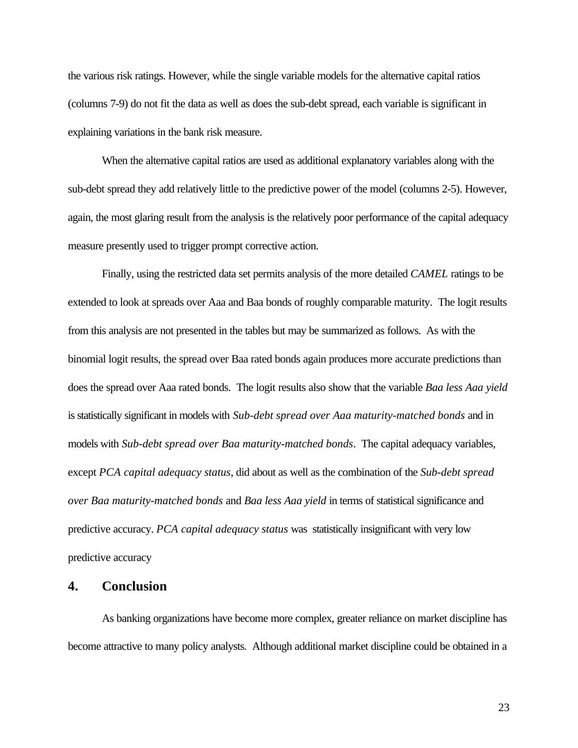the various risk ratings. However, while the single variable models for the alternative capital ratios (columns 7-9) do not fit the data as well as does the sub-debt spread, each variable is significant in explaining variations in the bank risk measure.

When the alternative capital ratios are used as additional explanatory variables along with the sub-debt spread they add relatively little to the predictive power of the model (columns 2-5). However, again, the most glaring result from the analysis is the relatively poor performance of the capital adequacy measure presently used to trigger prompt corrective action.

Finally, using the restricted data set permits analysis of the more detailed *CAMEL* ratings to be extended to look at spreads over Aaa and Baa bonds of roughly comparable maturity. The logit results from this analysis are not presented in the tables but may be summarized as follows. As with the binomial logit results, the spread over Baa rated bonds again produces more accurate predictions than does the spread over Aaa rated bonds. The logit results also show that the variable *Baa less Aaa yield* is statistically significant in models with *Sub-debt spread over Aaa maturity-matched bonds* and in models with *Sub-debt spread over Baa maturity-matched bonds*. The capital adequacy variables, except *PCA capital adequacy status*, did about as well as the combination of the *Sub-debt spread over Baa maturity-matched bonds* and *Baa less Aaa yield* in terms of statistical significance and predictive accuracy. *PCA capital adequacy status* was statistically insignificant with very low predictive accuracy

## 4. Conclusion

As banking organizations have become more complex, greater reliance on market discipline has become attractive to many policy analysts. Although additional market discipline could be obtained in a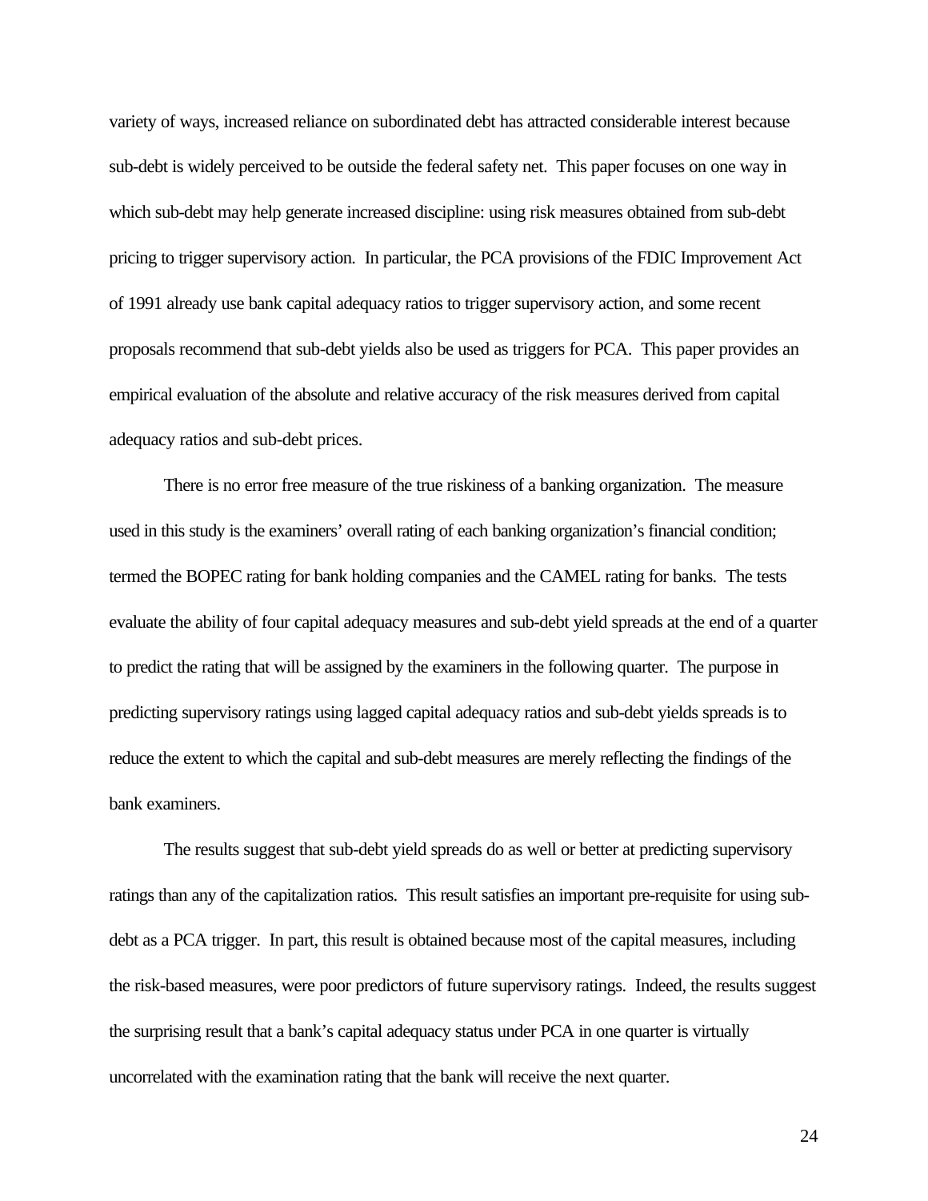variety of ways, increased reliance on subordinated debt has attracted considerable interest because sub-debt is widely perceived to be outside the federal safety net. This paper focuses on one way in which sub-debt may help generate increased discipline: using risk measures obtained from sub-debt pricing to trigger supervisory action. In particular, the PCA provisions of the FDIC Improvement Act of 1991 already use bank capital adequacy ratios to trigger supervisory action, and some recent proposals recommend that sub-debt yields also be used as triggers for PCA. This paper provides an empirical evaluation of the absolute and relative accuracy of the risk measures derived from capital adequacy ratios and sub-debt prices.

There is no error free measure of the true riskiness of a banking organization. The measure used in this study is the examiners' overall rating of each banking organization's financial condition; termed the BOPEC rating for bank holding companies and the CAMEL rating for banks. The tests evaluate the ability of four capital adequacy measures and sub-debt yield spreads at the end of a quarter to predict the rating that will be assigned by the examiners in the following quarter. The purpose in predicting supervisory ratings using lagged capital adequacy ratios and sub-debt yields spreads is to reduce the extent to which the capital and sub-debt measures are merely reflecting the findings of the bank examiners.

The results suggest that sub-debt yield spreads do as well or better at predicting supervisory ratings than any of the capitalization ratios. This result satisfies an important pre-requisite for using sub-debt as a PCA trigger. In part, this result is obtained because most of the capital measures, including the risk-based measures, were poor predictors of future supervisory ratings. Indeed, the results suggest the surprising result that a bank's capital adequacy status under PCA in one quarter is virtually uncorrelated with the examination rating that the bank will receive the next quarter.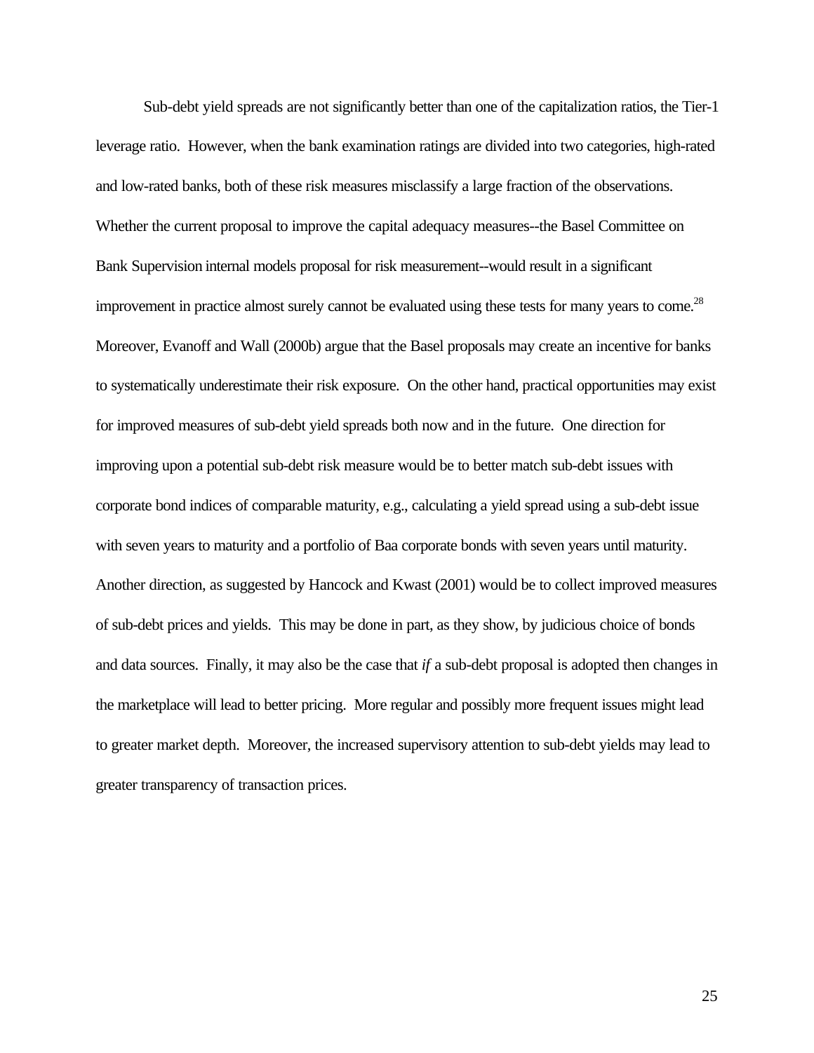Sub-debt yield spreads are not significantly better than one of the capitalization ratios, the Tier-1 leverage ratio. However, when the bank examination ratings are divided into two categories, high-rated and low-rated banks, both of these risk measures misclassify a large fraction of the observations. Whether the current proposal to improve the capital adequacy measures--the Basel Committee on Bank Supervision internal models proposal for risk measurement--would result in a significant improvement in practice almost surely cannot be evaluated using these tests for many years to come.[28] Moreover, Evanoff and Wall (2000b) argue that the Basel proposals may create an incentive for banks to systematically underestimate their risk exposure. On the other hand, practical opportunities may exist for improved measures of sub-debt yield spreads both now and in the future. One direction for improving upon a potential sub-debt risk measure would be to better match sub-debt issues with corporate bond indices of comparable maturity, e.g., calculating a yield spread using a sub-debt issue with seven years to maturity and a portfolio of Baa corporate bonds with seven years until maturity. Another direction, as suggested by Hancock and Kwast (2001) would be to collect improved measures of sub-debt prices and yields. This may be done in part, as they show, by judicious choice of bonds and data sources. Finally, it may also be the case that *if* a sub-debt proposal is adopted then changes in the marketplace will lead to better pricing. More regular and possibly more frequent issues might lead to greater market depth. Moreover, the increased supervisory attention to sub-debt yields may lead to greater transparency of transaction prices.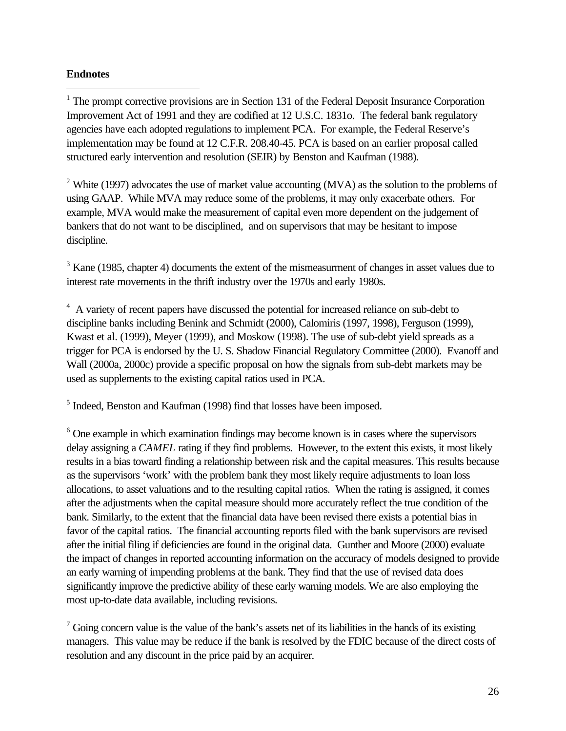**Endnotes**

[1] The prompt corrective provisions are in Section 131 of the Federal Deposit Insurance Corporation Improvement Act of 1991 and they are codified at 12 U.S.C. 1831o. The federal bank regulatory agencies have each adopted regulations to implement PCA. For example, the Federal Reserve's implementation may be found at 12 C.F.R. 208.40-45. PCA is based on an earlier proposal called structured early intervention and resolution (SEIR) by Benston and Kaufman (1988).

[2] White (1997) advocates the use of market value accounting (MVA) as the solution to the problems of using GAAP. While MVA may reduce some of the problems, it may only exacerbate others. For example, MVA would make the measurement of capital even more dependent on the judgement of bankers that do not want to be disciplined, and on supervisors that may be hesitant to impose discipline.

[3] Kane (1985, chapter 4) documents the extent of the mismeasurment of changes in asset values due to interest rate movements in the thrift industry over the 1970s and early 1980s.

[4] A variety of recent papers have discussed the potential for increased reliance on sub-debt to discipline banks including Benink and Schmidt (2000), Calomiris (1997, 1998), Ferguson (1999), Kwast et al. (1999), Meyer (1999), and Moskow (1998). The use of sub-debt yield spreads as a trigger for PCA is endorsed by the U. S. Shadow Financial Regulatory Committee (2000). Evanoff and Wall (2000a, 2000c) provide a specific proposal on how the signals from sub-debt markets may be used as supplements to the existing capital ratios used in PCA.

[5] Indeed, Benston and Kaufman (1998) find that losses have been imposed.

[6] One example in which examination findings may become known is in cases where the supervisors delay assigning a *CAMEL* rating if they find problems. However, to the extent this exists, it most likely results in a bias toward finding a relationship between risk and the capital measures. This results because as the supervisors 'work' with the problem bank they most likely require adjustments to loan loss allocations, to asset valuations and to the resulting capital ratios. When the rating is assigned, it comes after the adjustments when the capital measure should more accurately reflect the true condition of the bank. Similarly, to the extent that the financial data have been revised there exists a potential bias in favor of the capital ratios. The financial accounting reports filed with the bank supervisors are revised after the initial filing if deficiencies are found in the original data. Gunther and Moore (2000) evaluate the impact of changes in reported accounting information on the accuracy of models designed to provide an early warning of impending problems at the bank. They find that the use of revised data does significantly improve the predictive ability of these early warning models. We are also employing the most up-to-date data available, including revisions.

[7] Going concern value is the value of the bank's assets net of its liabilities in the hands of its existing managers. This value may be reduce if the bank is resolved by the FDIC because of the direct costs of resolution and any discount in the price paid by an acquirer.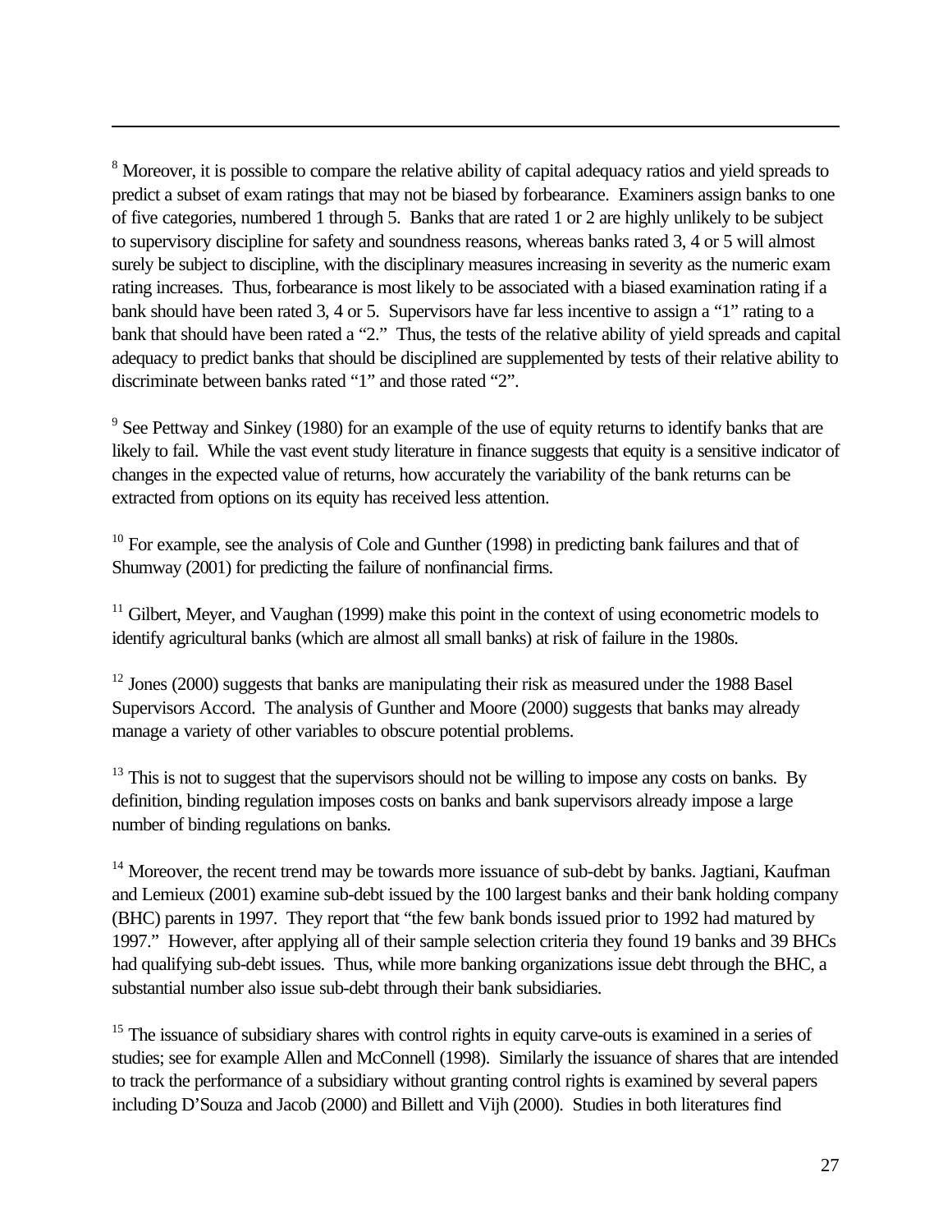[8] Moreover, it is possible to compare the relative ability of capital adequacy ratios and yield spreads to predict a subset of exam ratings that may not be biased by forbearance. Examiners assign banks to one of five categories, numbered 1 through 5. Banks that are rated 1 or 2 are highly unlikely to be subject to supervisory discipline for safety and soundness reasons, whereas banks rated 3, 4 or 5 will almost surely be subject to discipline, with the disciplinary measures increasing in severity as the numeric exam rating increases. Thus, forbearance is most likely to be associated with a biased examination rating if a bank should have been rated 3, 4 or 5. Supervisors have far less incentive to assign a "1" rating to a bank that should have been rated a "2." Thus, the tests of the relative ability of yield spreads and capital adequacy to predict banks that should be disciplined are supplemented by tests of their relative ability to discriminate between banks rated "1" and those rated "2".

[9] See Pettway and Sinkey (1980) for an example of the use of equity returns to identify banks that are likely to fail. While the vast event study literature in finance suggests that equity is a sensitive indicator of changes in the expected value of returns, how accurately the variability of the bank returns can be extracted from options on its equity has received less attention.

[10] For example, see the analysis of Cole and Gunther (1998) in predicting bank failures and that of Shumway (2001) for predicting the failure of nonfinancial firms.

[11] Gilbert, Meyer, and Vaughan (1999) make this point in the context of using econometric models to identify agricultural banks (which are almost all small banks) at risk of failure in the 1980s.

[12] Jones (2000) suggests that banks are manipulating their risk as measured under the 1988 Basel Supervisors Accord. The analysis of Gunther and Moore (2000) suggests that banks may already manage a variety of other variables to obscure potential problems.

[13] This is not to suggest that the supervisors should not be willing to impose any costs on banks. By definition, binding regulation imposes costs on banks and bank supervisors already impose a large number of binding regulations on banks.

[14] Moreover, the recent trend may be towards more issuance of sub-debt by banks. Jagtiani, Kaufman and Lemieux (2001) examine sub-debt issued by the 100 largest banks and their bank holding company (BHC) parents in 1997. They report that "the few bank bonds issued prior to 1992 had matured by 1997." However, after applying all of their sample selection criteria they found 19 banks and 39 BHCs had qualifying sub-debt issues. Thus, while more banking organizations issue debt through the BHC, a substantial number also issue sub-debt through their bank subsidiaries.

[15] The issuance of subsidiary shares with control rights in equity carve-outs is examined in a series of studies; see for example Allen and McConnell (1998). Similarly the issuance of shares that are intended to track the performance of a subsidiary without granting control rights is examined by several papers including D'Souza and Jacob (2000) and Billett and Vijh (2000). Studies in both literatures find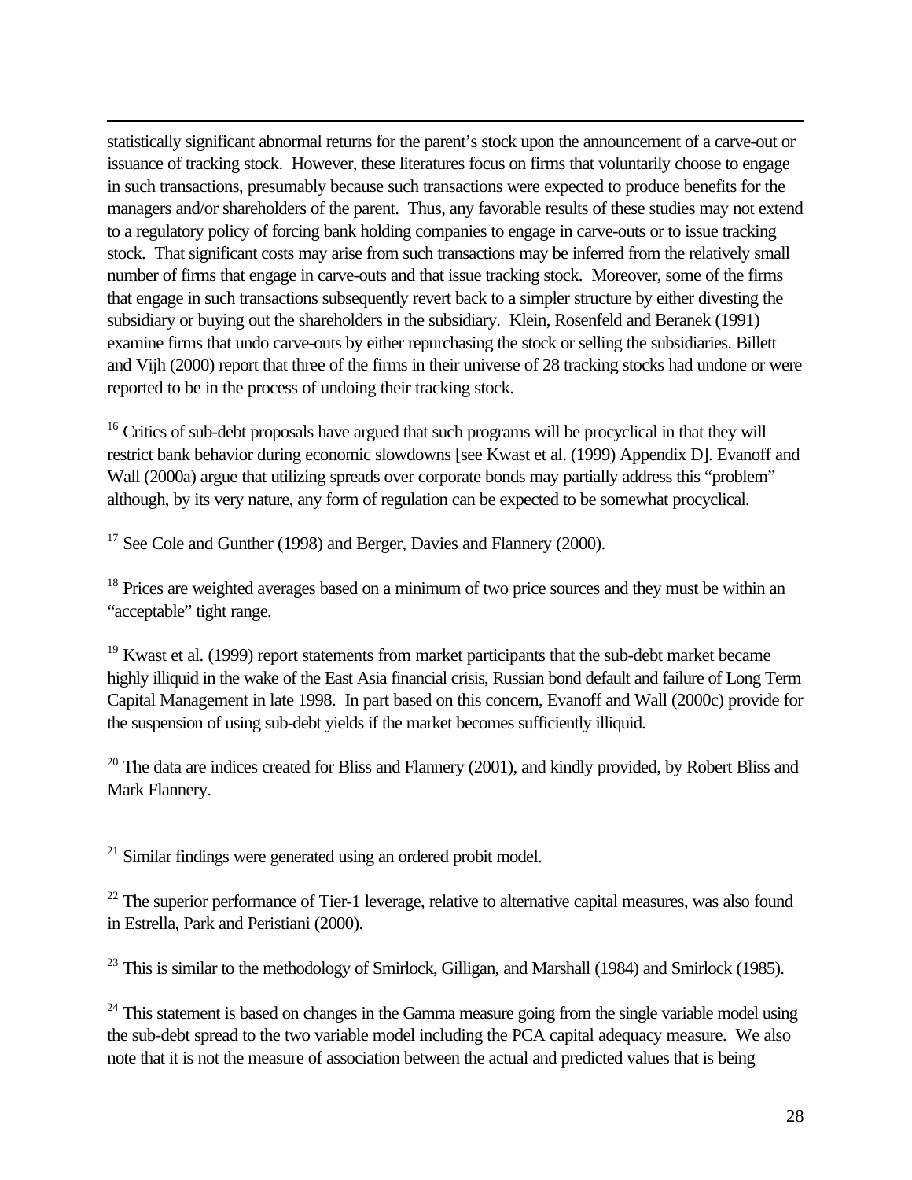statistically significant abnormal returns for the parent's stock upon the announcement of a carve-out or issuance of tracking stock. However, these literatures focus on firms that voluntarily choose to engage in such transactions, presumably because such transactions were expected to produce benefits for the managers and/or shareholders of the parent. Thus, any favorable results of these studies may not extend to a regulatory policy of forcing bank holding companies to engage in carve-outs or to issue tracking stock. That significant costs may arise from such transactions may be inferred from the relatively small number of firms that engage in carve-outs and that issue tracking stock. Moreover, some of the firms that engage in such transactions subsequently revert back to a simpler structure by either divesting the subsidiary or buying out the shareholders in the subsidiary. Klein, Rosenfeld and Beranek (1991) examine firms that undo carve-outs by either repurchasing the stock or selling the subsidiaries. Billett and Vijh (2000) report that three of the firms in their universe of 28 tracking stocks had undone or were reported to be in the process of undoing their tracking stock.

[16] Critics of sub-debt proposals have argued that such programs will be procyclical in that they will restrict bank behavior during economic slowdowns [see Kwast et al. (1999) Appendix D]. Evanoff and Wall (2000a) argue that utilizing spreads over corporate bonds may partially address this "problem" although, by its very nature, any form of regulation can be expected to be somewhat procyclical.

[17] See Cole and Gunther (1998) and Berger, Davies and Flannery (2000).

[18] Prices are weighted averages based on a minimum of two price sources and they must be within an "acceptable" tight range.

[19] Kwast et al. (1999) report statements from market participants that the sub-debt market became highly illiquid in the wake of the East Asia financial crisis, Russian bond default and failure of Long Term Capital Management in late 1998. In part based on this concern, Evanoff and Wall (2000c) provide for the suspension of using sub-debt yields if the market becomes sufficiently illiquid.

[20] The data are indices created for Bliss and Flannery (2001), and kindly provided, by Robert Bliss and Mark Flannery.

[21] Similar findings were generated using an ordered probit model.

[22] The superior performance of Tier-1 leverage, relative to alternative capital measures, was also found in Estrella, Park and Peristiani (2000).

[23] This is similar to the methodology of Smirlock, Gilligan, and Marshall (1984) and Smirlock (1985).

[24] This statement is based on changes in the Gamma measure going from the single variable model using the sub-debt spread to the two variable model including the PCA capital adequacy measure. We also note that it is not the measure of association between the actual and predicted values that is being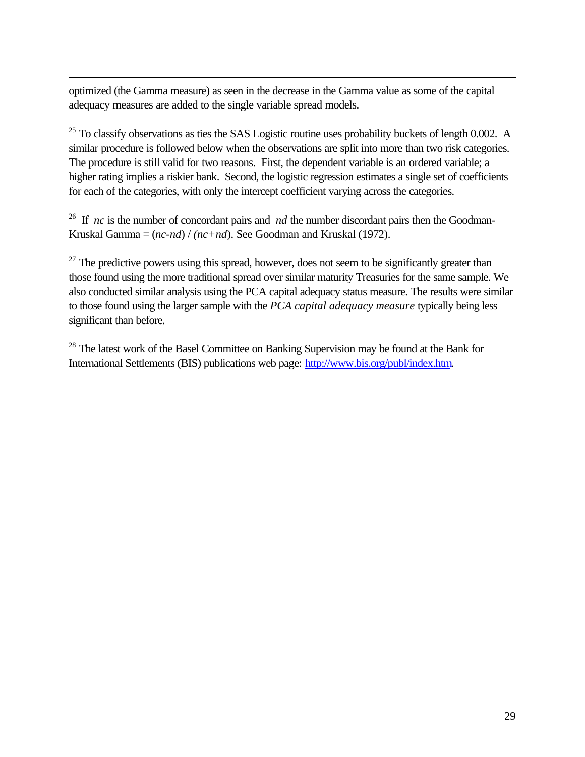optimized (the Gamma measure) as seen in the decrease in the Gamma value as some of the capital adequacy measures are added to the single variable spread models.

[25] To classify observations as ties the SAS Logistic routine uses probability buckets of length 0.002. A similar procedure is followed below when the observations are split into more than two risk categories. The procedure is still valid for two reasons. First, the dependent variable is an ordered variable; a higher rating implies a riskier bank. Second, the logistic regression estimates a single set of coefficients for each of the categories, with only the intercept coefficient varying across the categories.

[26] If $nc$ is the number of concordant pairs and $nd$ the number discordant pairs then the Goodman-Kruskal Gamma = $(nc-nd) / (nc+nd)$. See Goodman and Kruskal (1972).

[27] The predictive powers using this spread, however, does not seem to be significantly greater than those found using the more traditional spread over similar maturity Treasuries for the same sample. We also conducted similar analysis using the PCA capital adequacy status measure. The results were similar to those found using the larger sample with the *PCA capital adequacy measure* typically being less significant than before.

[28] The latest work of the Basel Committee on Banking Supervision may be found at the Bank for International Settlements (BIS) publications web page: http://www.bis.org/publ/index.htm.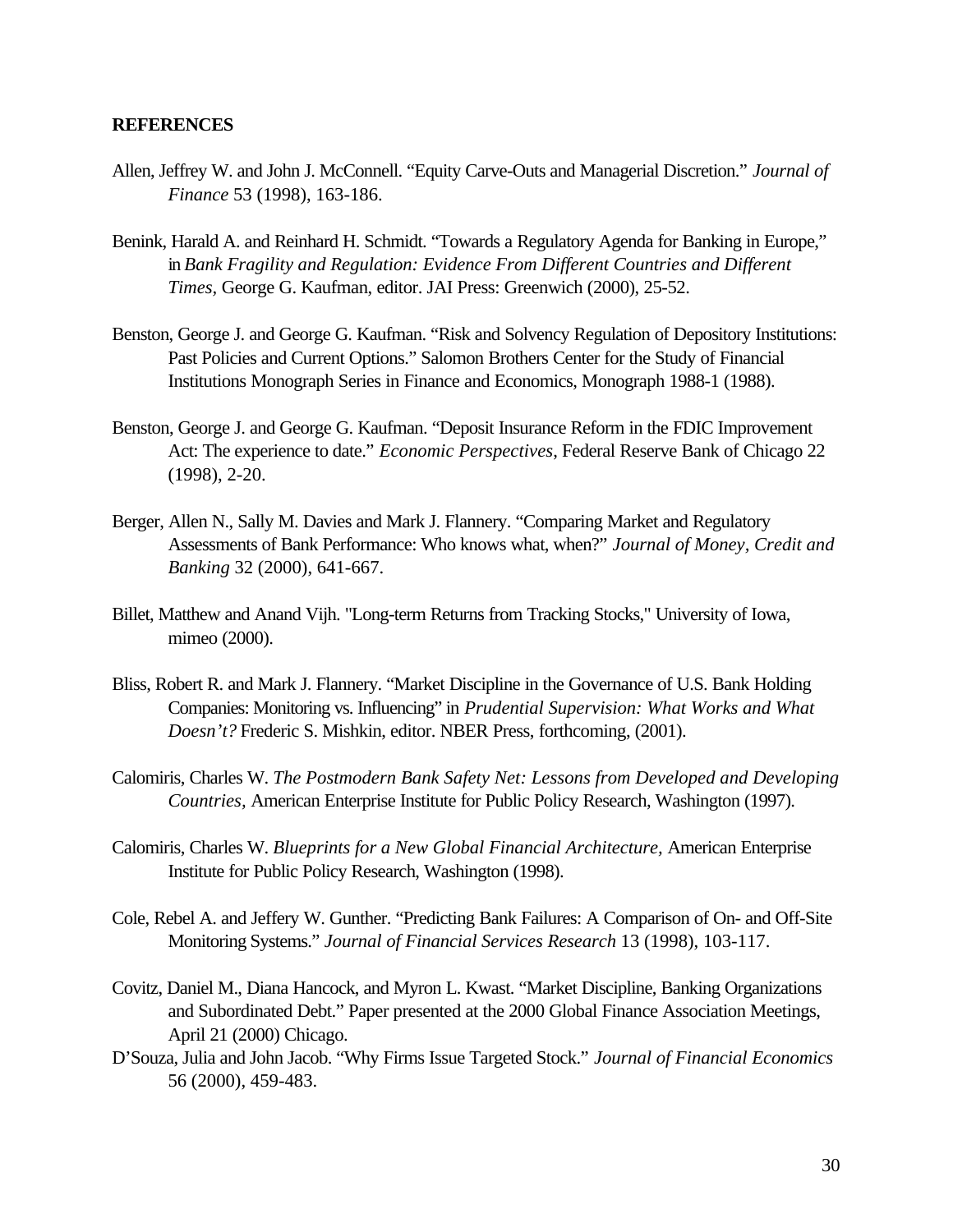**REFERENCES**

Allen, Jeffrey W. and John J. McConnell. "Equity Carve-Outs and Managerial Discretion." *Journal of Finance* 53 (1998), 163-186.

Benink, Harald A. and Reinhard H. Schmidt. "Towards a Regulatory Agenda for Banking in Europe," in *Bank Fragility and Regulation: Evidence From Different Countries and Different Times,* George G. Kaufman, editor. JAI Press: Greenwich (2000), 25-52.

Benston, George J. and George G. Kaufman. "Risk and Solvency Regulation of Depository Institutions: Past Policies and Current Options." Salomon Brothers Center for the Study of Financial Institutions Monograph Series in Finance and Economics, Monograph 1988-1 (1988).

Benston, George J. and George G. Kaufman. "Deposit Insurance Reform in the FDIC Improvement Act: The experience to date." *Economic Perspectives*, Federal Reserve Bank of Chicago 22 (1998), 2-20.

Berger, Allen N., Sally M. Davies and Mark J. Flannery. "Comparing Market and Regulatory Assessments of Bank Performance: Who knows what, when?" *Journal of Money, Credit and Banking* 32 (2000), 641-667.

Billet, Matthew and Anand Vijh. "Long-term Returns from Tracking Stocks," University of Iowa, mimeo (2000).

Bliss, Robert R. and Mark J. Flannery. "Market Discipline in the Governance of U.S. Bank Holding Companies: Monitoring vs. Influencing" in *Prudential Supervision: What Works and What Doesn't?* Frederic S. Mishkin, editor. NBER Press, forthcoming, (2001).

Calomiris, Charles W. *The Postmodern Bank Safety Net: Lessons from Developed and Developing Countries*, American Enterprise Institute for Public Policy Research, Washington (1997).

Calomiris, Charles W. *Blueprints for a New Global Financial Architecture,* American Enterprise Institute for Public Policy Research, Washington (1998).

Cole, Rebel A. and Jeffery W. Gunther. "Predicting Bank Failures: A Comparison of On- and Off-Site Monitoring Systems." *Journal of Financial Services Research* 13 (1998), 103-117.

Covitz, Daniel M., Diana Hancock, and Myron L. Kwast. "Market Discipline, Banking Organizations and Subordinated Debt." Paper presented at the 2000 Global Finance Association Meetings, April 21 (2000) Chicago.

D'Souza, Julia and John Jacob. "Why Firms Issue Targeted Stock." *Journal of Financial Economics* 56 (2000), 459-483.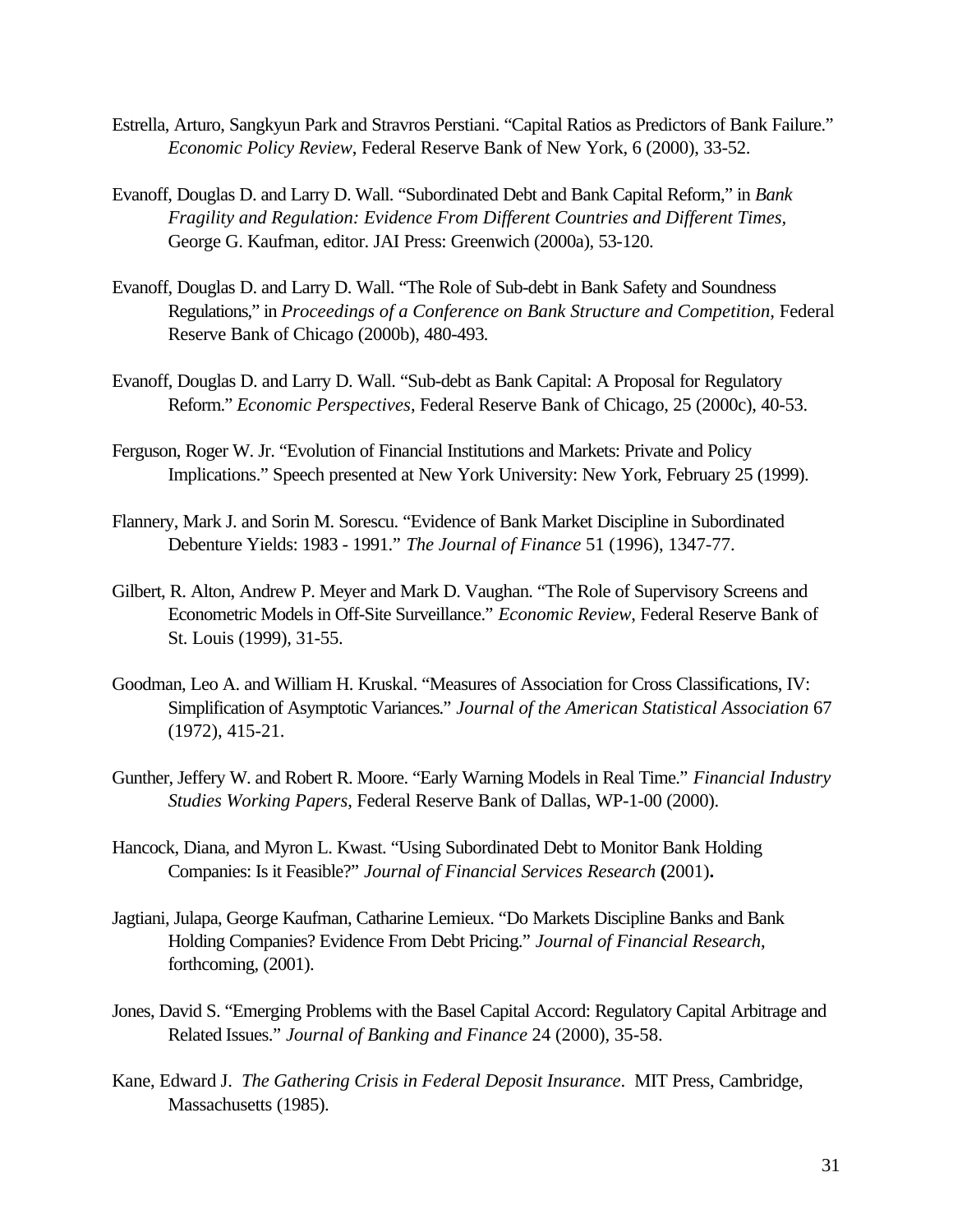Estrella, Arturo, Sangkyun Park and Stravros Perstiani. "Capital Ratios as Predictors of Bank Failure." *Economic Policy Review*, Federal Reserve Bank of New York, 6 (2000), 33-52.

Evanoff, Douglas D. and Larry D. Wall. "Subordinated Debt and Bank Capital Reform," in *Bank Fragility and Regulation: Evidence From Different Countries and Different Times*, George G. Kaufman, editor. JAI Press: Greenwich (2000a), 53-120.

Evanoff, Douglas D. and Larry D. Wall. "The Role of Sub-debt in Bank Safety and Soundness Regulations," in *Proceedings of a Conference on Bank Structure and Competition*, Federal Reserve Bank of Chicago (2000b), 480-493.

Evanoff, Douglas D. and Larry D. Wall. "Sub-debt as Bank Capital: A Proposal for Regulatory Reform." *Economic Perspectives*, Federal Reserve Bank of Chicago, 25 (2000c), 40-53.

Ferguson, Roger W. Jr. "Evolution of Financial Institutions and Markets: Private and Policy Implications." Speech presented at New York University: New York, February 25 (1999).

Flannery, Mark J. and Sorin M. Sorescu. "Evidence of Bank Market Discipline in Subordinated Debenture Yields: 1983 - 1991." *The Journal of Finance* 51 (1996), 1347-77.

Gilbert, R. Alton, Andrew P. Meyer and Mark D. Vaughan. "The Role of Supervisory Screens and Econometric Models in Off-Site Surveillance." *Economic Review*, Federal Reserve Bank of St. Louis (1999), 31-55.

Goodman, Leo A. and William H. Kruskal. "Measures of Association for Cross Classifications, IV: Simplification of Asymptotic Variances." *Journal of the American Statistical Association* 67 (1972), 415-21.

Gunther, Jeffery W. and Robert R. Moore. "Early Warning Models in Real Time." *Financial Industry Studies Working Papers*, Federal Reserve Bank of Dallas, WP-1-00 (2000).

Hancock, Diana, and Myron L. Kwast. "Using Subordinated Debt to Monitor Bank Holding Companies: Is it Feasible?" *Journal of Financial Services Research* **(**2001)**.**

Jagtiani, Julapa, George Kaufman, Catharine Lemieux. "Do Markets Discipline Banks and Bank Holding Companies? Evidence From Debt Pricing." *Journal of Financial Research*, forthcoming, (2001).

Jones, David S. "Emerging Problems with the Basel Capital Accord: Regulatory Capital Arbitrage and Related Issues." *Journal of Banking and Finance* 24 (2000), 35-58.

Kane, Edward J. *The Gathering Crisis in Federal Deposit Insurance*. MIT Press, Cambridge, Massachusetts (1985).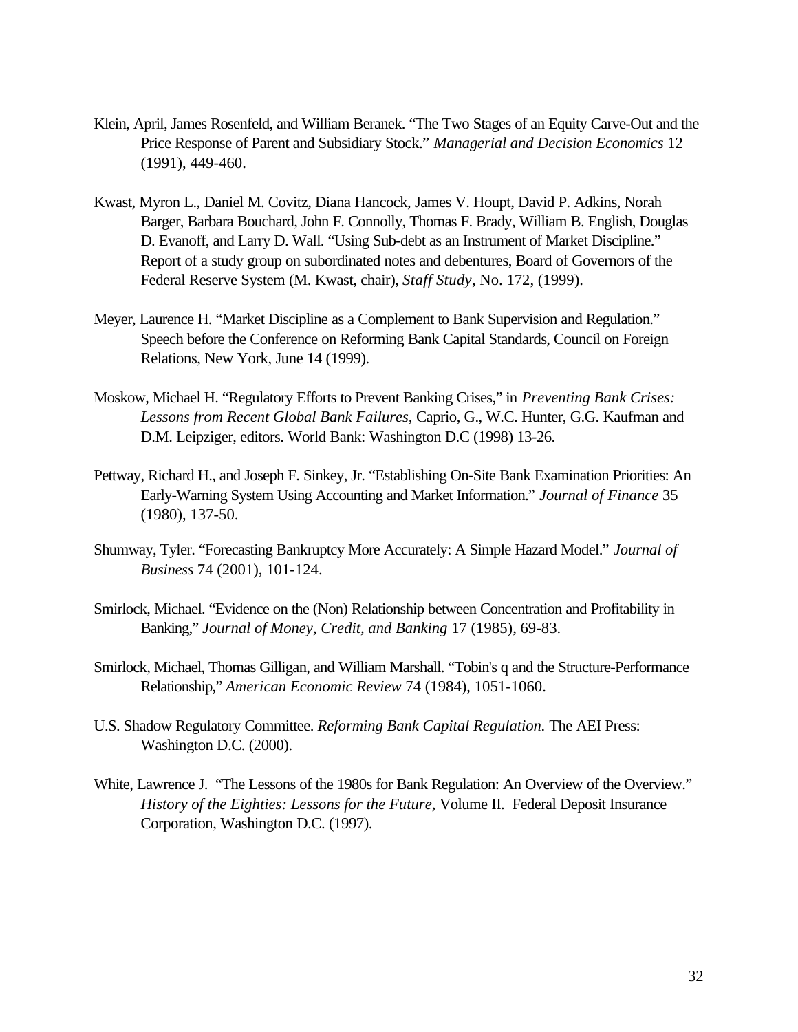Klein, April, James Rosenfeld, and William Beranek. "The Two Stages of an Equity Carve-Out and the Price Response of Parent and Subsidiary Stock." *Managerial and Decision Economics* 12 (1991), 449-460.

Kwast, Myron L., Daniel M. Covitz, Diana Hancock, James V. Houpt, David P. Adkins, Norah Barger, Barbara Bouchard, John F. Connolly, Thomas F. Brady, William B. English, Douglas D. Evanoff, and Larry D. Wall. "Using Sub-debt as an Instrument of Market Discipline." Report of a study group on subordinated notes and debentures, Board of Governors of the Federal Reserve System (M. Kwast, chair), *Staff Study*, No. 172, (1999).

Meyer, Laurence H. "Market Discipline as a Complement to Bank Supervision and Regulation." Speech before the Conference on Reforming Bank Capital Standards, Council on Foreign Relations, New York, June 14 (1999).

Moskow, Michael H. "Regulatory Efforts to Prevent Banking Crises," in *Preventing Bank Crises: Lessons from Recent Global Bank Failures,* Caprio, G., W.C. Hunter, G.G. Kaufman and D.M. Leipziger, editors. World Bank: Washington D.C (1998) 13-26.

Pettway, Richard H., and Joseph F. Sinkey, Jr. "Establishing On-Site Bank Examination Priorities: An Early-Warning System Using Accounting and Market Information." *Journal of Finance* 35 (1980), 137-50.

Shumway, Tyler. "Forecasting Bankruptcy More Accurately: A Simple Hazard Model." *Journal of Business* 74 (2001), 101-124.

Smirlock, Michael. "Evidence on the (Non) Relationship between Concentration and Profitability in Banking," *Journal of Money, Credit, and Banking* 17 (1985), 69-83.

Smirlock, Michael, Thomas Gilligan, and William Marshall. "Tobin's q and the Structure-Performance Relationship," *American Economic Review* 74 (1984), 1051-1060.

U.S. Shadow Regulatory Committee. *Reforming Bank Capital Regulation.* The AEI Press: Washington D.C. (2000).

White, Lawrence J. "The Lessons of the 1980s for Bank Regulation: An Overview of the Overview." *History of the Eighties: Lessons for the Future,* Volume II. Federal Deposit Insurance Corporation, Washington D.C. (1997).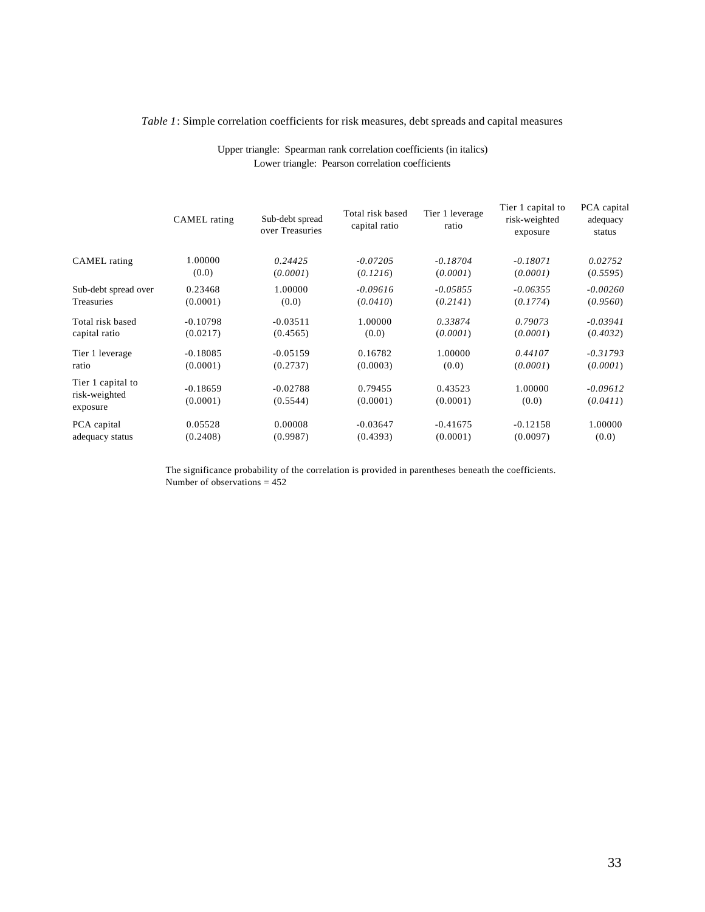*Table 1*: Simple correlation coefficients for risk measures, debt spreads and capital measures

Upper triangle: Spearman rank correlation coefficients (in italics)
Lower triangle: Pearson correlation coefficients

| | CAMEL rating | Sub-debt spread over Treasuries | Total risk based capital ratio | Tier 1 leverage ratio | Tier 1 capital to risk-weighted exposure | PCA capital adequacy status |
|---|---|---|---|---|---|---|
| CAMEL rating | 1.00000<br>(0.0) | *0.24425*<br>(*0.0001*) | *-0.07205*<br>(*0.1216*) | *-0.18704*<br>(*0.0001*) | *-0.18071*<br>(*0.0001*) | *0.02752*<br>(*0.5595*) |
| Sub-debt spread over Treasuries | 0.23468<br>(0.0001) | 1.00000<br>(0.0) | *-0.09616*<br>(*0.0410*) | *-0.05855*<br>(*0.2141*) | *-0.06355*<br>(*0.1774*) | *-0.00260*<br>(*0.9560*) |
| Total risk based capital ratio | -0.10798<br>(0.0217) | -0.03511<br>(0.4565) | 1.00000<br>(0.0) | *0.33874*<br>(*0.0001*) | *0.79073*<br>(*0.0001*) | *-0.03941*<br>(*0.4032*) |
| Tier 1 leverage ratio | -0.18085<br>(0.0001) | -0.05159<br>(0.2737) | 0.16782<br>(0.0003) | 1.00000<br>(0.0) | *0.44107*<br>(*0.0001*) | *-0.31793*<br>(*0.0001*) |
| Tier 1 capital to risk-weighted exposure | -0.18659<br>(0.0001) | -0.02788<br>(0.5544) | 0.79455<br>(0.0001) | 0.43523<br>(0.0001) | 1.00000<br>(0.0) | *-0.09612*<br>(*0.0411*) |
| PCA capital adequacy status | 0.05528<br>(0.2408) | 0.00008<br>(0.9987) | -0.03647<br>(0.4393) | -0.41675<br>(0.0001) | -0.12158<br>(0.0097) | 1.00000<br>(0.0) |

The significance probability of the correlation is provided in parentheses beneath the coefficients.
Number of observations = 452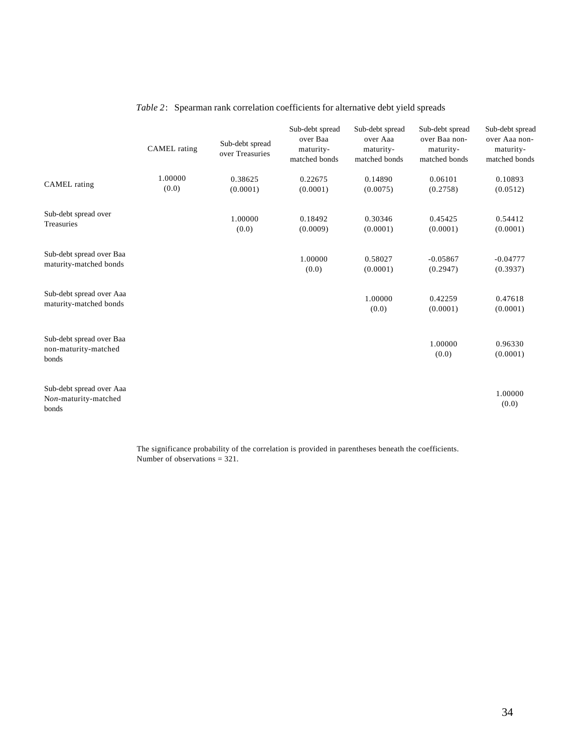*Table 2*: Spearman rank correlation coefficients for alternative debt yield spreads

| | CAMEL rating | Sub-debt spread over Treasuries | Sub-debt spread over Baa maturity-matched bonds | Sub-debt spread over Aaa maturity-matched bonds | Sub-debt spread over Baa non-maturity-matched bonds | Sub-debt spread over Aaa non-maturity-matched bonds |
|---|---|---|---|---|---|---|
| CAMEL rating | 1.00000<br>(0.0) | 0.38625<br>(0.0001) | 0.22675<br>(0.0001) | 0.14890<br>(0.0075) | 0.06101<br>(0.2758) | 0.10893<br>(0.0512) |
| Sub-debt spread over Treasuries | | 1.00000<br>(0.0) | 0.18492<br>(0.0009) | 0.30346<br>(0.0001) | 0.45425<br>(0.0001) | 0.54412<br>(0.0001) |
| Sub-debt spread over Baa maturity-matched bonds | | | 1.00000<br>(0.0) | 0.58027<br>(0.0001) | -0.05867<br>(0.2947) | -0.04777<br>(0.3937) |
| Sub-debt spread over Aaa maturity-matched bonds | | | | 1.00000<br>(0.0) | 0.42259<br>(0.0001) | 0.47618<br>(0.0001) |
| Sub-debt spread over Baa non-maturity-matched bonds | | | | | 1.00000<br>(0.0) | 0.96330<br>(0.0001) |
| Sub-debt spread over Aaa N*on*-maturity-matched bonds | | | | | | 1.00000<br>(0.0) |

The significance probability of the correlation is provided in parentheses beneath the coefficients.
Number of observations = 321.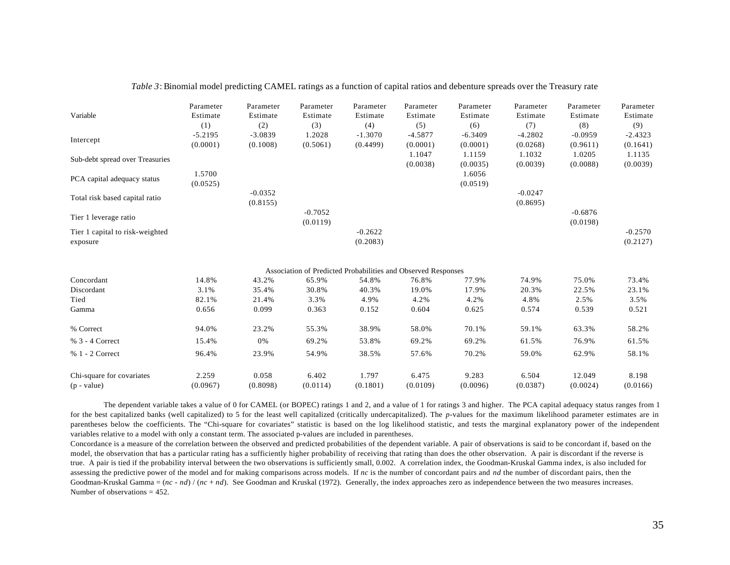*Table 3*: Binomial model predicting CAMEL ratings as a function of capital ratios and debenture spreads over the Treasury rate

| Variable | Parameter Estimate (1) | Parameter Estimate (2) | Parameter Estimate (3) | Parameter Estimate (4) | Parameter Estimate (5) | Parameter Estimate (6) | Parameter Estimate (7) | Parameter Estimate (8) | Parameter Estimate (9) |
|---|---|---|---|---|---|---|---|---|---|
| Intercept | -5.2195 (0.0001) | -3.0839 (0.1008) | 1.2028 (0.5061) | -1.3070 (0.4499) | -4.5877 (0.0001) | -6.3409 (0.0001) | -4.2802 (0.0268) | -0.0959 (0.9611) | -2.4323 (0.1641) |
| Sub-debt spread over Treasuries | | | | | 1.1047 (0.0038) | 1.1159 (0.0035) | 1.1032 (0.0039) | 1.0205 (0.0088) | 1.1135 (0.0039) |
| PCA capital adequacy status | 1.5700 (0.0525) | | | | | 1.6056 (0.0519) | | | |
| Total risk based capital ratio | | -0.0352 (0.8155) | | | | | -0.0247 (0.8695) | | |
| Tier 1 leverage ratio | | | -0.7052 (0.0119) | | | | | -0.6876 (0.0198) | |
| Tier 1 capital to risk-weighted exposure | | | | -0.2622 (0.2083) | | | | | -0.2570 (0.2127) |
| *Association of Predicted Probabilities and Observed Responses* | | | | | | | | | |
| Concordant | 14.8% | 43.2% | 65.9% | 54.8% | 76.8% | 77.9% | 74.9% | 75.0% | 73.4% |
| Discordant | 3.1% | 35.4% | 30.8% | 40.3% | 19.0% | 17.9% | 20.3% | 22.5% | 23.1% |
| Tied | 82.1% | 21.4% | 3.3% | 4.9% | 4.2% | 4.2% | 4.8% | 2.5% | 3.5% |
| Gamma | 0.656 | 0.099 | 0.363 | 0.152 | 0.604 | 0.625 | 0.574 | 0.539 | 0.521 |
| % Correct | 94.0% | 23.2% | 55.3% | 38.9% | 58.0% | 70.1% | 59.1% | 63.3% | 58.2% |
| % 3 - 4 Correct | 15.4% | 0% | 69.2% | 53.8% | 69.2% | 69.2% | 61.5% | 76.9% | 61.5% |
| % 1 - 2 Correct | 96.4% | 23.9% | 54.9% | 38.5% | 57.6% | 70.2% | 59.0% | 62.9% | 58.1% |
| Chi-square for covariates (p - value) | 2.259 (0.0967) | 0.058 (0.8098) | 6.402 (0.0114) | 1.797 (0.1801) | 6.475 (0.0109) | 9.283 (0.0096) | 6.504 (0.0387) | 12.049 (0.0024) | 8.198 (0.0166) |

The dependent variable takes a value of 0 for CAMEL (or BOPEC) ratings 1 and 2, and a value of 1 for ratings 3 and higher. The PCA capital adequacy status ranges from 1 for the best capitalized banks (well capitalized) to 5 for the least well capitalized (critically undercapitalized). The *p*-values for the maximum likelihood parameter estimates are in parentheses below the coefficients. The "Chi-square for covariates" statistic is based on the log likelihood statistic, and tests the marginal explanatory power of the independent variables relative to a model with only a constant term. The associated p-values are included in parentheses.

Concordance is a measure of the correlation between the observed and predicted probabilities of the dependent variable. A pair of observations is said to be concordant if, based on the model, the observation that has a particular rating has a sufficiently higher probability of receiving that rating than does the other observation. A pair is discordant if the reverse is true. A pair is tied if the probability interval between the two observations is sufficiently small, 0.002. A correlation index, the Goodman-Kruskal Gamma index, is also included for assessing the predictive power of the model and for making comparisons across models. If *nc* is the number of concordant pairs and *nd* the number of discordant pairs, then the Goodman-Kruskal Gamma = $(nc - nd) / (nc + nd)$. See Goodman and Kruskal (1972). Generally, the index approaches zero as independence between the two measures increases. Number of observations = 452.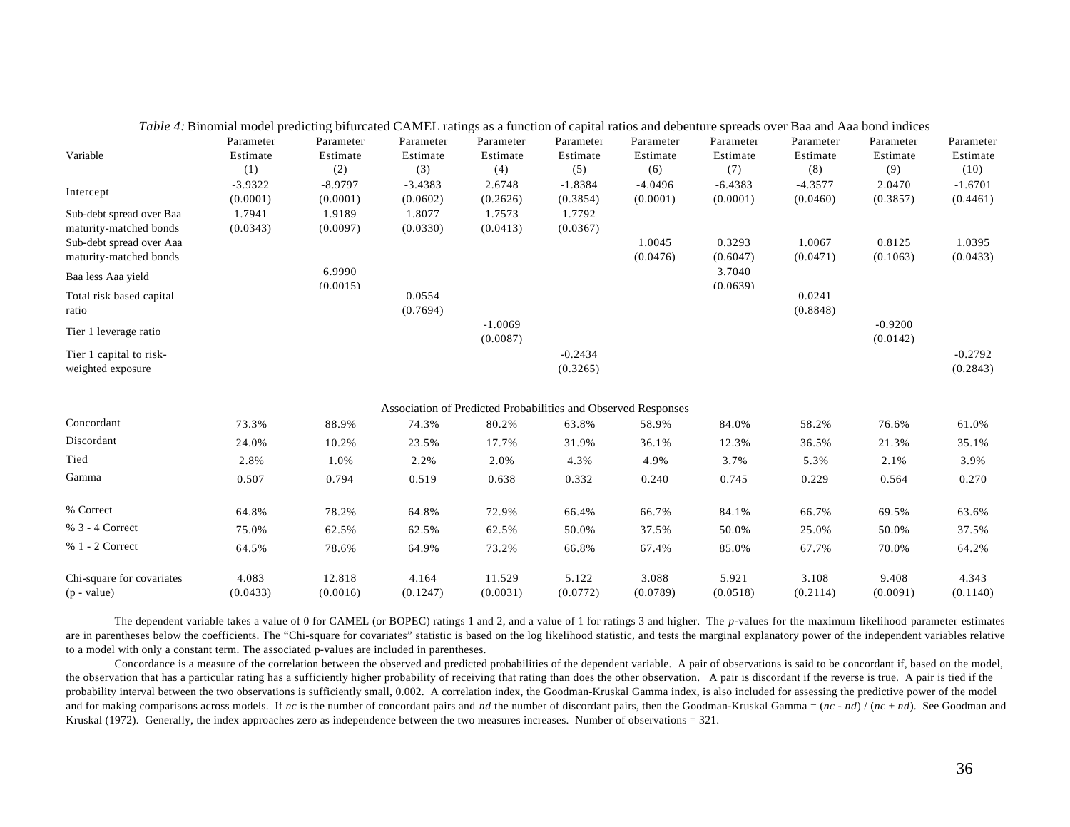*Table 4:* Binomial model predicting bifurcated CAMEL ratings as a function of capital ratios and debenture spreads over Baa and Aaa bond indices

| Variable | Parameter Estimate (1) | Parameter Estimate (2) | Parameter Estimate (3) | Parameter Estimate (4) | Parameter Estimate (5) | Parameter Estimate (6) | Parameter Estimate (7) | Parameter Estimate (8) | Parameter Estimate (9) | Parameter Estimate (10) |
|---|---|---|---|---|---|---|---|---|---|---|
| Intercept | -3.9322 (0.0001) | -8.9797 (0.0001) | -3.4383 (0.0602) | 2.6748 (0.2626) | -1.8384 (0.3854) | -4.0496 (0.0001) | -6.4383 (0.0001) | -4.3577 (0.0460) | 2.0470 (0.3857) | -1.6701 (0.4461) |
| Sub-debt spread over Baa maturity-matched bonds | 1.7941 (0.0343) | 1.9189 (0.0097) | 1.8077 (0.0330) | 1.7573 (0.0413) | 1.7792 (0.0367) | | | | | |
| Sub-debt spread over Aaa maturity-matched bonds | | | | | | 1.0045 (0.0476) | 0.3293 (0.6047) | 1.0067 (0.0471) | 0.8125 (0.1063) | 1.0395 (0.0433) |
| Baa less Aaa yield | | 6.9990 (0.0015) | | | | | 3.7040 (0.0639) | | | |
| Total risk based capital ratio | | | 0.0554 (0.7694) | | | | | 0.0241 (0.8848) | | |
| Tier 1 leverage ratio | | | | -1.0069 (0.0087) | | | | | -0.9200 (0.0142) | |
| Tier 1 capital to risk-weighted exposure | | | | | -0.2434 (0.3265) | | | | | -0.2792 (0.2843) |
| *Association of Predicted Probabilities and Observed Responses* | | | | | | | | | | |
| Concordant | 73.3% | 88.9% | 74.3% | 80.2% | 63.8% | 58.9% | 84.0% | 58.2% | 76.6% | 61.0% |
| Discordant | 24.0% | 10.2% | 23.5% | 17.7% | 31.9% | 36.1% | 12.3% | 36.5% | 21.3% | 35.1% |
| Tied | 2.8% | 1.0% | 2.2% | 2.0% | 4.3% | 4.9% | 3.7% | 5.3% | 2.1% | 3.9% |
| Gamma | 0.507 | 0.794 | 0.519 | 0.638 | 0.332 | 0.240 | 0.745 | 0.229 | 0.564 | 0.270 |
| % Correct | 64.8% | 78.2% | 64.8% | 72.9% | 66.4% | 66.7% | 84.1% | 66.7% | 69.5% | 63.6% |
| % 3 - 4 Correct | 75.0% | 62.5% | 62.5% | 62.5% | 50.0% | 37.5% | 50.0% | 25.0% | 50.0% | 37.5% |
| % 1 - 2 Correct | 64.5% | 78.6% | 64.9% | 73.2% | 66.8% | 67.4% | 85.0% | 67.7% | 70.0% | 64.2% |
| Chi-square for covariates (p - value) | 4.083 (0.0433) | 12.818 (0.0016) | 4.164 (0.1247) | 11.529 (0.0031) | 5.122 (0.0772) | 3.088 (0.0789) | 5.921 (0.0518) | 3.108 (0.2114) | 9.408 (0.0091) | 4.343 (0.1140) |

The dependent variable takes a value of 0 for CAMEL (or BOPEC) ratings 1 and 2, and a value of 1 for ratings 3 and higher. The *p*-values for the maximum likelihood parameter estimates are in parentheses below the coefficients. The "Chi-square for covariates" statistic is based on the log likelihood statistic, and tests the marginal explanatory power of the independent variables relative to a model with only a constant term. The associated p-values are included in parentheses.

Concordance is a measure of the correlation between the observed and predicted probabilities of the dependent variable. A pair of observations is said to be concordant if, based on the model, the observation that has a particular rating has a sufficiently higher probability of receiving that rating than does the other observation. A pair is discordant if the reverse is true. A pair is tied if the probability interval between the two observations is sufficiently small, 0.002. A correlation index, the Goodman-Kruskal Gamma index, is also included for assessing the predictive power of the model and for making comparisons across models. If $nc$ is the number of concordant pairs and $nd$ the number of discordant pairs, then the Goodman-Kruskal Gamma = $(nc - nd) / (nc + nd)$. See Goodman and Kruskal (1972). Generally, the index approaches zero as independence between the two measures increases. Number of observations = 321.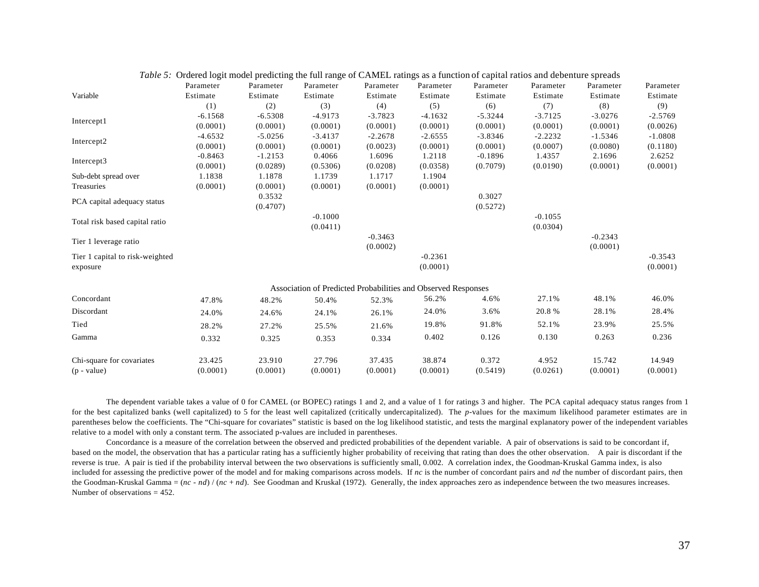*Table 5:* Ordered logit model predicting the full range of CAMEL ratings as a function of capital ratios and debenture spreads

| Variable | Parameter Estimate (1) | Parameter Estimate (2) | Parameter Estimate (3) | Parameter Estimate (4) | Parameter Estimate (5) | Parameter Estimate (6) | Parameter Estimate (7) | Parameter Estimate (8) | Parameter Estimate (9) |
|---|---|---|---|---|---|---|---|---|---|
| Intercept1 | -6.1568 | -6.5308 | -4.9173 | -3.7823 | -4.1632 | -5.3244 | -3.7125 | -3.0276 | -2.5769 |
| | (0.0001) | (0.0001) | (0.0001) | (0.0001) | (0.0001) | (0.0001) | (0.0001) | (0.0001) | (0.0026) |
| Intercept2 | -4.6532 | -5.0256 | -3.4137 | -2.2678 | -2.6555 | -3.8346 | -2.2232 | -1.5346 | -1.0808 |
| | (0.0001) | (0.0001) | (0.0001) | (0.0023) | (0.0001) | (0.0001) | (0.0007) | (0.0080) | (0.1180) |
| Intercept3 | -0.8463 | -1.2153 | 0.4066 | 1.6096 | 1.2118 | -0.1896 | 1.4357 | 2.1696 | 2.6252 |
| | (0.0001) | (0.0289) | (0.5306) | (0.0208) | (0.0358) | (0.7079) | (0.0190) | (0.0001) | (0.0001) |
| Sub-debt spread over Treasuries | 1.1838 | 1.1878 | 1.1739 | 1.1717 | 1.1904 | | | | |
| | (0.0001) | (0.0001) | (0.0001) | (0.0001) | (0.0001) | | | | |
| PCA capital adequacy status | | 0.3532 | | | | 0.3027 | | | |
| | | (0.4707) | | | | (0.5272) | | | |
| Total risk based capital ratio | | | -0.1000 | | | | -0.1055 | | |
| | | | (0.0411) | | | | (0.0304) | | |
| Tier 1 leverage ratio | | | | -0.3463 | | | | -0.2343 | |
| | | | | (0.0002) | | | | (0.0001) | |
| Tier 1 capital to risk-weighted exposure | | | | | -0.2361 | | | | -0.3543 |
| | | | | | (0.0001) | | | | (0.0001) |
| *Association of Predicted Probabilities and Observed Responses* | | | | | | | | | |
| Concordant | 47.8% | 48.2% | 50.4% | 52.3% | 56.2% | 4.6% | 27.1% | 48.1% | 46.0% |
| Discordant | 24.0% | 24.6% | 24.1% | 26.1% | 24.0% | 3.6% | 20.8 % | 28.1% | 28.4% |
| Tied | 28.2% | 27.2% | 25.5% | 21.6% | 19.8% | 91.8% | 52.1% | 23.9% | 25.5% |
| Gamma | 0.332 | 0.325 | 0.353 | 0.334 | 0.402 | 0.126 | 0.130 | 0.263 | 0.236 |
| Chi-square for covariates | 23.425 | 23.910 | 27.796 | 37.435 | 38.874 | 0.372 | 4.952 | 15.742 | 14.949 |
| (p - value) | (0.0001) | (0.0001) | (0.0001) | (0.0001) | (0.0001) | (0.5419) | (0.0261) | (0.0001) | (0.0001) |

The dependent variable takes a value of 0 for CAMEL (or BOPEC) ratings 1 and 2, and a value of 1 for ratings 3 and higher. The PCA capital adequacy status ranges from 1 for the best capitalized banks (well capitalized) to 5 for the least well capitalized (critically undercapitalized). The *p*-values for the maximum likelihood parameter estimates are in parentheses below the coefficients. The "Chi-square for covariates" statistic is based on the log likelihood statistic, and tests the marginal explanatory power of the independent variables relative to a model with only a constant term. The associated p-values are included in parentheses.

Concordance is a measure of the correlation between the observed and predicted probabilities of the dependent variable. A pair of observations is said to be concordant if, based on the model, the observation that has a particular rating has a sufficiently higher probability of receiving that rating than does the other observation. A pair is discordant if the reverse is true. A pair is tied if the probability interval between the two observations is sufficiently small, 0.002. A correlation index, the Goodman-Kruskal Gamma index, is also included for assessing the predictive power of the model and for making comparisons across models. If $nc$ is the number of concordant pairs and $nd$ the number of discordant pairs, then the Goodman-Kruskal Gamma = $(nc - nd) / (nc + nd)$. See Goodman and Kruskal (1972). Generally, the index approaches zero as independence between the two measures increases. Number of observations = 452.